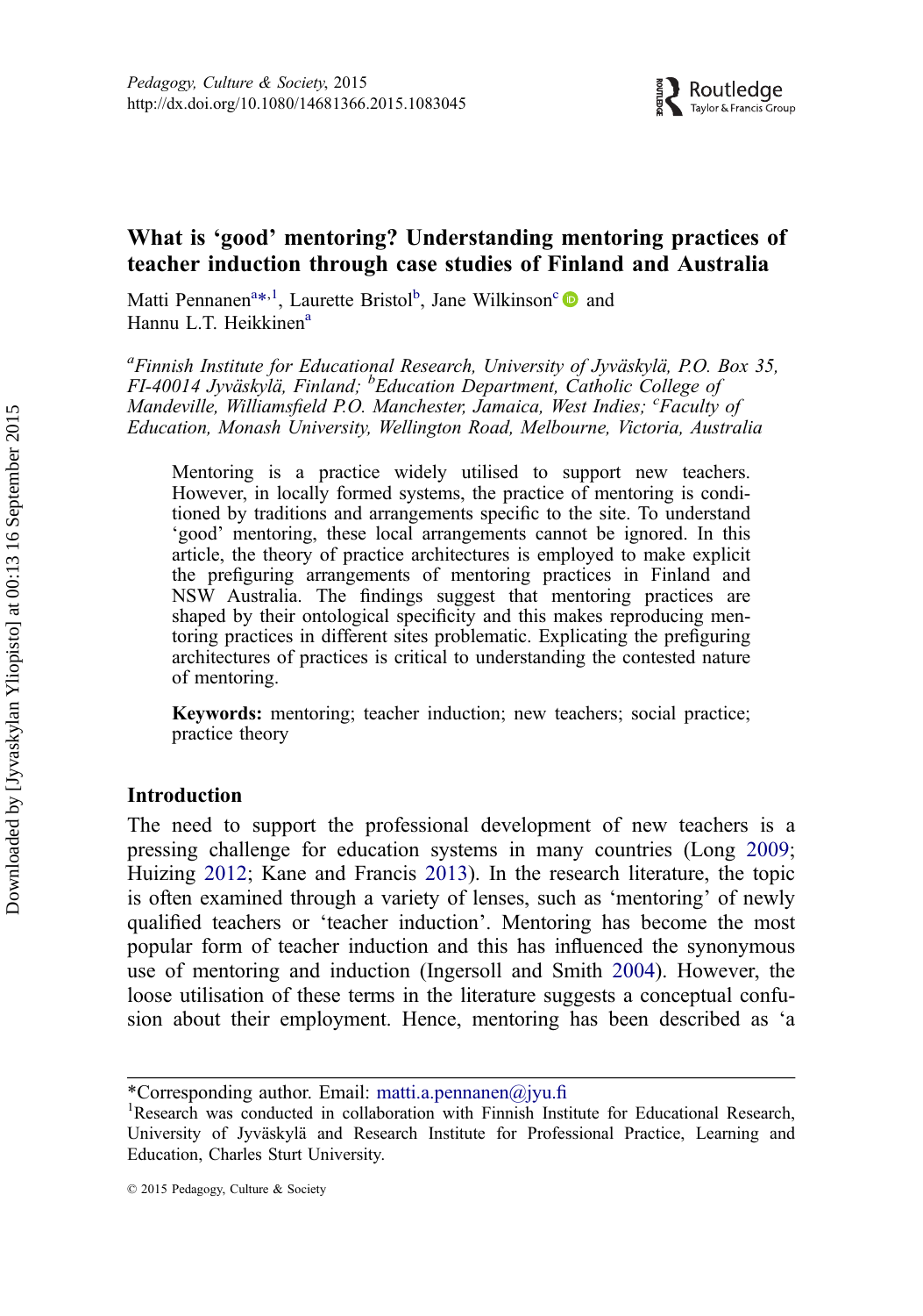# What is 'good' mentoring? Understanding mentoring practices of teacher induction through case studies of Finland and Australia

Matti Pennanen[a*,1], Laurette Bristol[b], Jane Wilkinson[c] and Hannu L.T. Heikkinen[a]

[a]*Finnish Institute for Educational Research, University of Jyväskylä, P.O. Box 35, FI-40014 Jyväskylä, Finland;* [b]*Education Department, Catholic College of Mandeville, Williamsfield P.O. Manchester, Jamaica, West Indies;* [c]*Faculty of Education, Monash University, Wellington Road, Melbourne, Victoria, Australia*

Mentoring is a practice widely utilised to support new teachers. However, in locally formed systems, the practice of mentoring is conditioned by traditions and arrangements specific to the site. To understand 'good' mentoring, these local arrangements cannot be ignored. In this article, the theory of practice architectures is employed to make explicit the prefiguring arrangements of mentoring practices in Finland and NSW Australia. The findings suggest that mentoring practices are shaped by their ontological specificity and this makes reproducing mentoring practices in different sites problematic. Explicating the prefiguring architectures of practices is critical to understanding the contested nature of mentoring.

**Keywords:** mentoring; teacher induction; new teachers; social practice; practice theory

## Introduction

The need to support the professional development of new teachers is a pressing challenge for education systems in many countries (Long 2009; Huizing 2012; Kane and Francis 2013). In the research literature, the topic is often examined through a variety of lenses, such as 'mentoring' of newly qualified teachers or 'teacher induction'. Mentoring has become the most popular form of teacher induction and this has influenced the synonymous use of mentoring and induction (Ingersoll and Smith 2004). However, the loose utilisation of these terms in the literature suggests a conceptual confusion about their employment. Hence, mentoring has been described as 'a

*Corresponding author. Email: matti.a.pennanen@jyu.fi

[1]Research was conducted in collaboration with Finnish Institute for Educational Research, University of Jyväskylä and Research Institute for Professional Practice, Learning and Education, Charles Sturt University.

© 2015 Pedagogy, Culture & Society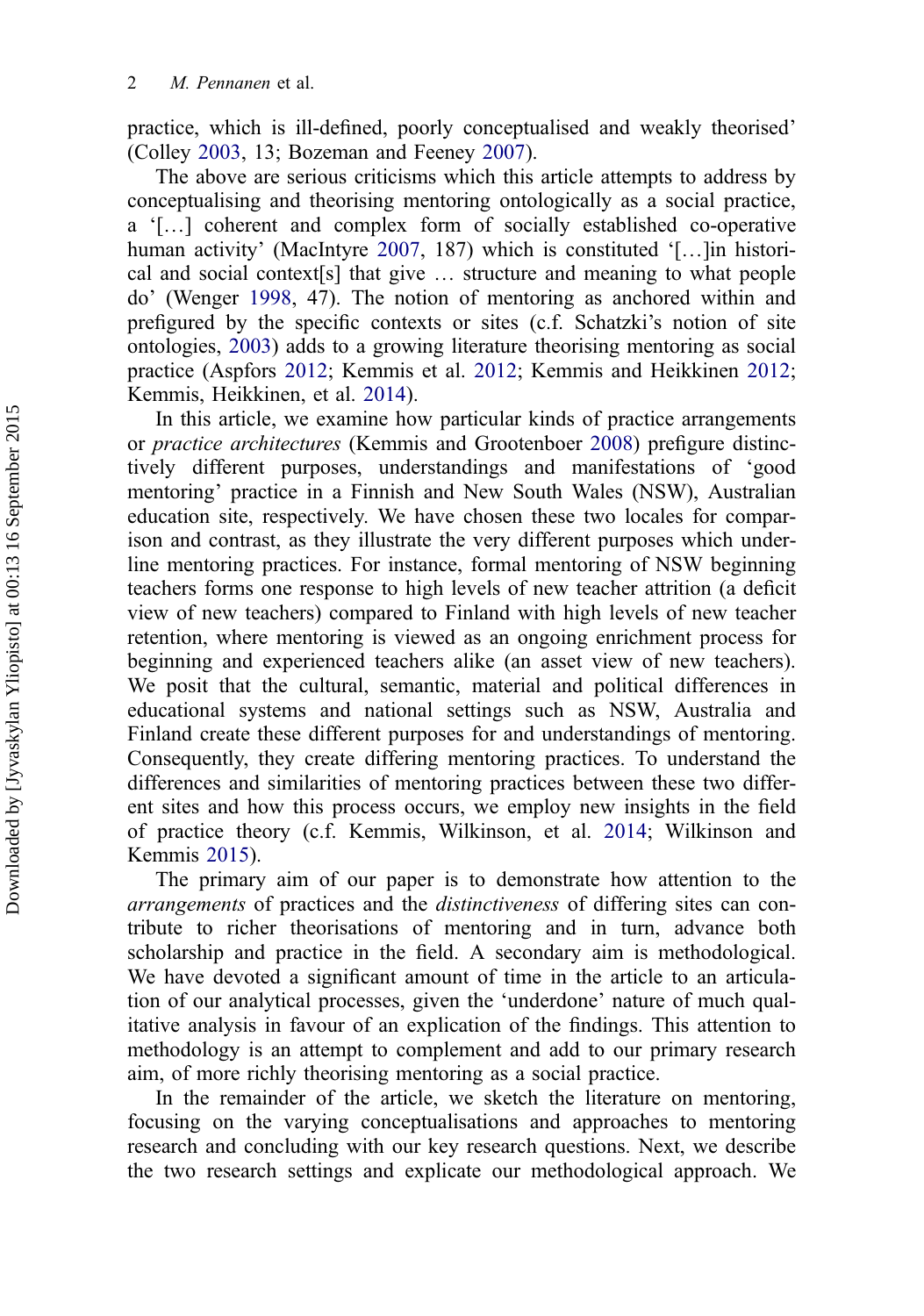practice, which is ill-defined, poorly conceptualised and weakly theorised' (Colley 2003, 13; Bozeman and Feeney 2007).

The above are serious criticisms which this article attempts to address by conceptualising and theorising mentoring ontologically as a social practice, a '[…] coherent and complex form of socially established co-operative human activity' (MacIntyre 2007, 187) which is constituted '[…]in historical and social context[s] that give … structure and meaning to what people do' (Wenger 1998, 47). The notion of mentoring as anchored within and prefigured by the specific contexts or sites (c.f. Schatzki's notion of site ontologies, 2003) adds to a growing literature theorising mentoring as social practice (Aspfors 2012; Kemmis et al. 2012; Kemmis and Heikkinen 2012; Kemmis, Heikkinen, et al. 2014).

In this article, we examine how particular kinds of practice arrangements or *practice architectures* (Kemmis and Grootenboer 2008) prefigure distinctively different purposes, understandings and manifestations of 'good mentoring' practice in a Finnish and New South Wales (NSW), Australian education site, respectively. We have chosen these two locales for comparison and contrast, as they illustrate the very different purposes which underline mentoring practices. For instance, formal mentoring of NSW beginning teachers forms one response to high levels of new teacher attrition (a deficit view of new teachers) compared to Finland with high levels of new teacher retention, where mentoring is viewed as an ongoing enrichment process for beginning and experienced teachers alike (an asset view of new teachers). We posit that the cultural, semantic, material and political differences in educational systems and national settings such as NSW, Australia and Finland create these different purposes for and understandings of mentoring. Consequently, they create differing mentoring practices. To understand the differences and similarities of mentoring practices between these two different sites and how this process occurs, we employ new insights in the field of practice theory (c.f. Kemmis, Wilkinson, et al. 2014; Wilkinson and Kemmis 2015).

The primary aim of our paper is to demonstrate how attention to the *arrangements* of practices and the *distinctiveness* of differing sites can contribute to richer theorisations of mentoring and in turn, advance both scholarship and practice in the field. A secondary aim is methodological. We have devoted a significant amount of time in the article to an articulation of our analytical processes, given the 'underdone' nature of much qualitative analysis in favour of an explication of the findings. This attention to methodology is an attempt to complement and add to our primary research aim, of more richly theorising mentoring as a social practice.

In the remainder of the article, we sketch the literature on mentoring, focusing on the varying conceptualisations and approaches to mentoring research and concluding with our key research questions. Next, we describe the two research settings and explicate our methodological approach. We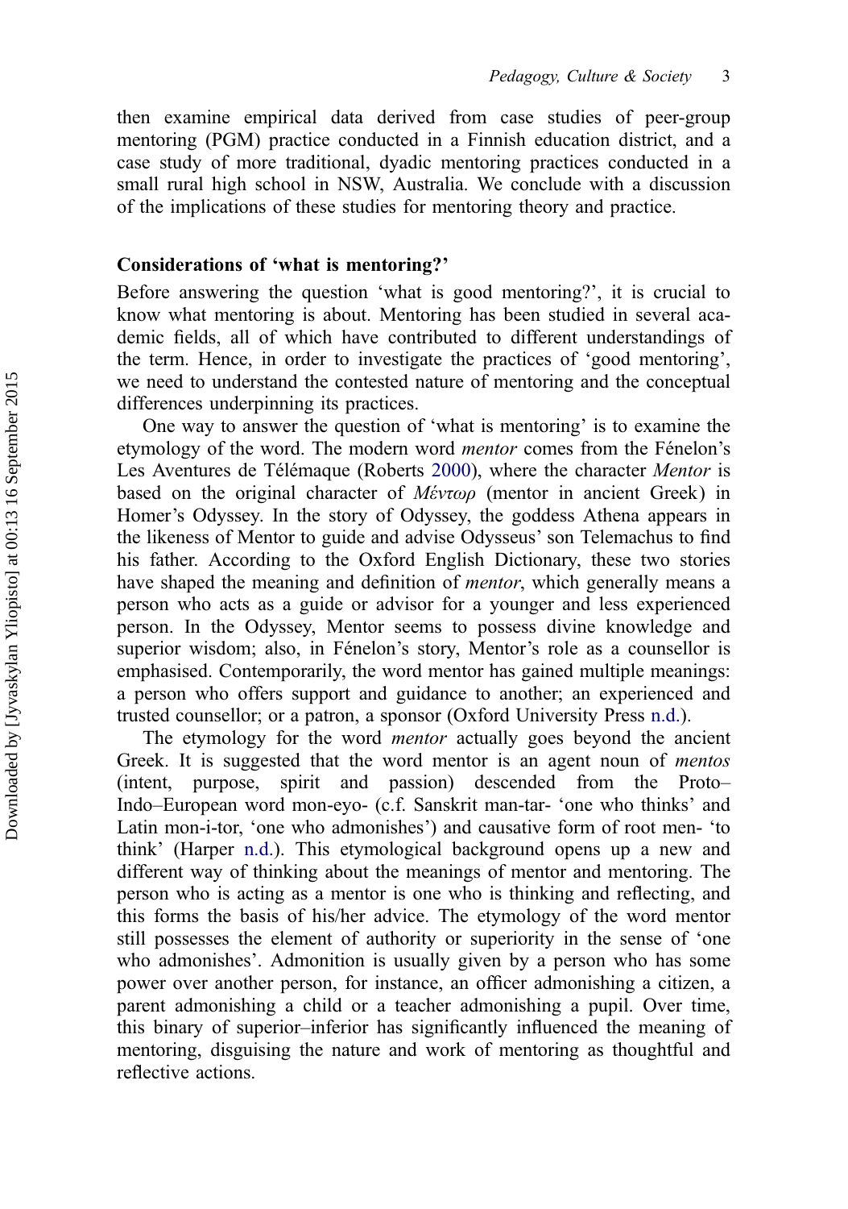then examine empirical data derived from case studies of peer-group mentoring (PGM) practice conducted in a Finnish education district, and a case study of more traditional, dyadic mentoring practices conducted in a small rural high school in NSW, Australia. We conclude with a discussion of the implications of these studies for mentoring theory and practice.

## Considerations of 'what is mentoring?'

Before answering the question 'what is good mentoring?', it is crucial to know what mentoring is about. Mentoring has been studied in several academic fields, all of which have contributed to different understandings of the term. Hence, in order to investigate the practices of 'good mentoring', we need to understand the contested nature of mentoring and the conceptual differences underpinning its practices.

One way to answer the question of 'what is mentoring' is to examine the etymology of the word. The modern word *mentor* comes from the Fénelon's Les Aventures de Télémaque (Roberts 2000), where the character *Mentor* is based on the original character of *Μέντωρ* (mentor in ancient Greek) in Homer's Odyssey. In the story of Odyssey, the goddess Athena appears in the likeness of Mentor to guide and advise Odysseus' son Telemachus to find his father. According to the Oxford English Dictionary, these two stories have shaped the meaning and definition of *mentor*, which generally means a person who acts as a guide or advisor for a younger and less experienced person. In the Odyssey, Mentor seems to possess divine knowledge and superior wisdom; also, in Fénelon's story, Mentor's role as a counsellor is emphasised. Contemporarily, the word mentor has gained multiple meanings: a person who offers support and guidance to another; an experienced and trusted counsellor; or a patron, a sponsor (Oxford University Press n.d.).

The etymology for the word *mentor* actually goes beyond the ancient Greek. It is suggested that the word mentor is an agent noun of *mentos* (intent, purpose, spirit and passion) descended from the Proto–Indo–European word mon-eyo- (c.f. Sanskrit man-tar- 'one who thinks' and Latin mon-i-tor, 'one who admonishes') and causative form of root men- 'to think' (Harper n.d.). This etymological background opens up a new and different way of thinking about the meanings of mentor and mentoring. The person who is acting as a mentor is one who is thinking and reflecting, and this forms the basis of his/her advice. The etymology of the word mentor still possesses the element of authority or superiority in the sense of 'one who admonishes'. Admonition is usually given by a person who has some power over another person, for instance, an officer admonishing a citizen, a parent admonishing a child or a teacher admonishing a pupil. Over time, this binary of superior–inferior has significantly influenced the meaning of mentoring, disguising the nature and work of mentoring as thoughtful and reflective actions.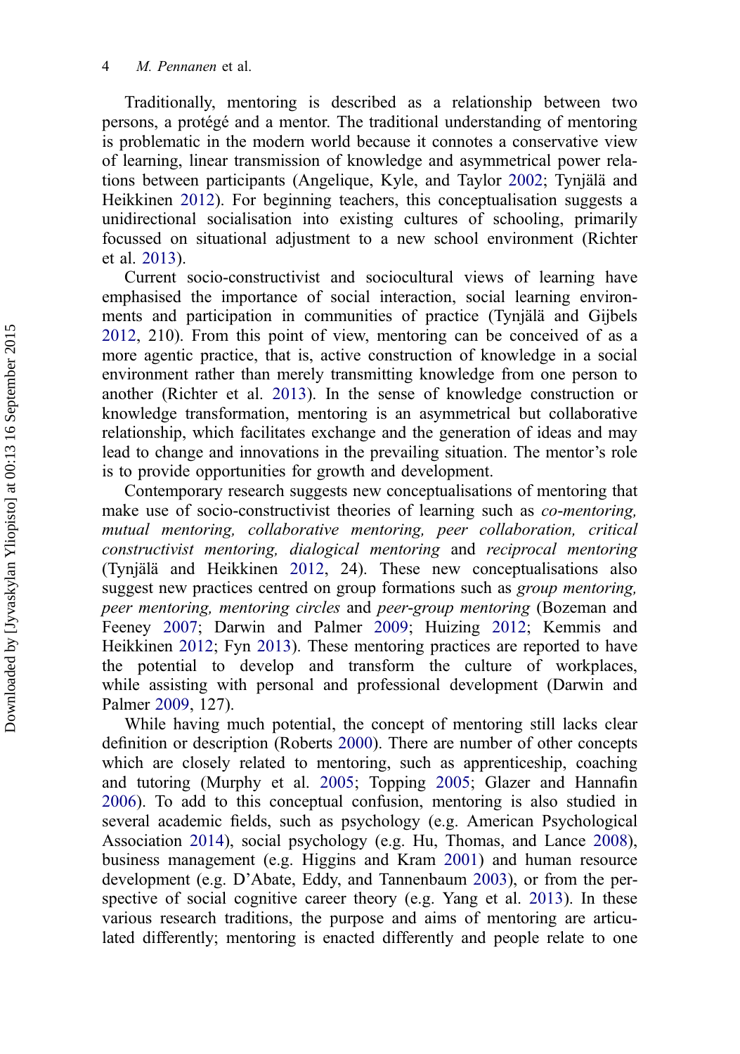Traditionally, mentoring is described as a relationship between two persons, a protégé and a mentor. The traditional understanding of mentoring is problematic in the modern world because it connotes a conservative view of learning, linear transmission of knowledge and asymmetrical power relations between participants (Angelique, Kyle, and Taylor 2002; Tynjälä and Heikkinen 2012). For beginning teachers, this conceptualisation suggests a unidirectional socialisation into existing cultures of schooling, primarily focussed on situational adjustment to a new school environment (Richter et al. 2013).

Current socio-constructivist and sociocultural views of learning have emphasised the importance of social interaction, social learning environments and participation in communities of practice (Tynjälä and Gijbels 2012, 210). From this point of view, mentoring can be conceived of as a more agentic practice, that is, active construction of knowledge in a social environment rather than merely transmitting knowledge from one person to another (Richter et al. 2013). In the sense of knowledge construction or knowledge transformation, mentoring is an asymmetrical but collaborative relationship, which facilitates exchange and the generation of ideas and may lead to change and innovations in the prevailing situation. The mentor's role is to provide opportunities for growth and development.

Contemporary research suggests new conceptualisations of mentoring that make use of socio-constructivist theories of learning such as *co-mentoring, mutual mentoring, collaborative mentoring, peer collaboration, critical constructivist mentoring, dialogical mentoring* and *reciprocal mentoring* (Tynjälä and Heikkinen 2012, 24). These new conceptualisations also suggest new practices centred on group formations such as *group mentoring, peer mentoring, mentoring circles* and *peer-group mentoring* (Bozeman and Feeney 2007; Darwin and Palmer 2009; Huizing 2012; Kemmis and Heikkinen 2012; Fyn 2013). These mentoring practices are reported to have the potential to develop and transform the culture of workplaces, while assisting with personal and professional development (Darwin and Palmer 2009, 127).

While having much potential, the concept of mentoring still lacks clear definition or description (Roberts 2000). There are number of other concepts which are closely related to mentoring, such as apprenticeship, coaching and tutoring (Murphy et al. 2005; Topping 2005; Glazer and Hannafin 2006). To add to this conceptual confusion, mentoring is also studied in several academic fields, such as psychology (e.g. American Psychological Association 2014), social psychology (e.g. Hu, Thomas, and Lance 2008), business management (e.g. Higgins and Kram 2001) and human resource development (e.g. D'Abate, Eddy, and Tannenbaum 2003), or from the perspective of social cognitive career theory (e.g. Yang et al. 2013). In these various research traditions, the purpose and aims of mentoring are articulated differently; mentoring is enacted differently and people relate to one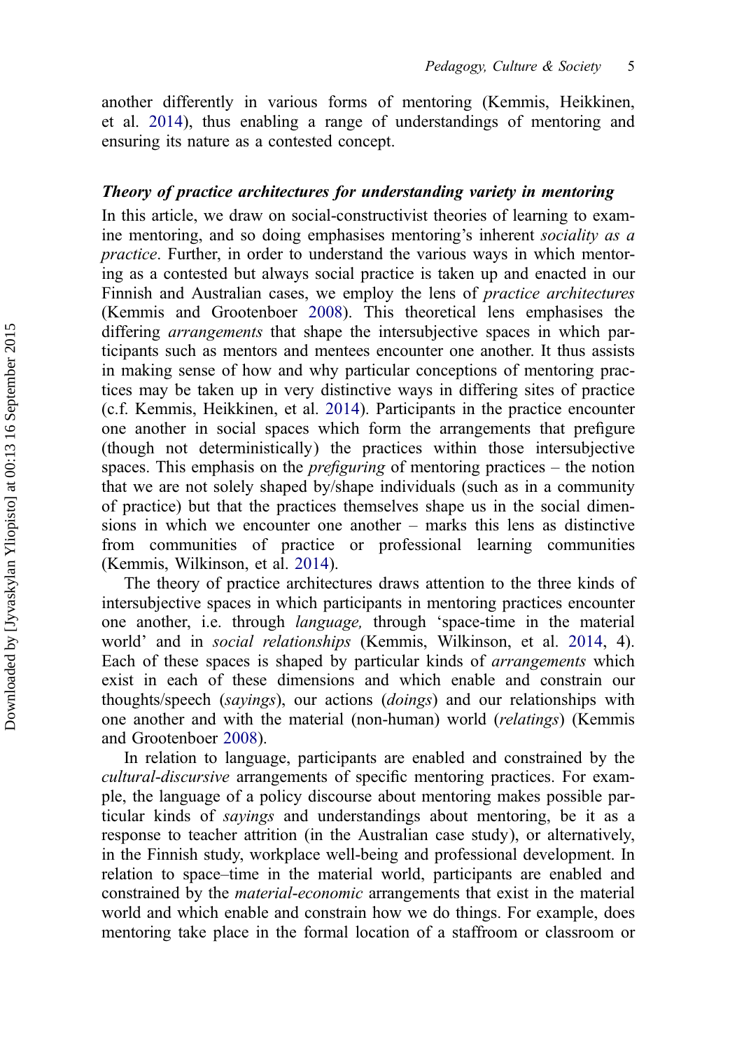another differently in various forms of mentoring (Kemmis, Heikkinen, et al. 2014), thus enabling a range of understandings of mentoring and ensuring its nature as a contested concept.

### *Theory of practice architectures for understanding variety in mentoring*

In this article, we draw on social-constructivist theories of learning to examine mentoring, and so doing emphasises mentoring's inherent *sociality as a practice*. Further, in order to understand the various ways in which mentoring as a contested but always social practice is taken up and enacted in our Finnish and Australian cases, we employ the lens of *practice architectures* (Kemmis and Grootenboer 2008). This theoretical lens emphasises the differing *arrangements* that shape the intersubjective spaces in which participants such as mentors and mentees encounter one another. It thus assists in making sense of how and why particular conceptions of mentoring practices may be taken up in very distinctive ways in differing sites of practice (c.f. Kemmis, Heikkinen, et al. 2014). Participants in the practice encounter one another in social spaces which form the arrangements that prefigure (though not deterministically) the practices within those intersubjective spaces. This emphasis on the *prefiguring* of mentoring practices – the notion that we are not solely shaped by/shape individuals (such as in a community of practice) but that the practices themselves shape us in the social dimensions in which we encounter one another – marks this lens as distinctive from communities of practice or professional learning communities (Kemmis, Wilkinson, et al. 2014).

The theory of practice architectures draws attention to the three kinds of intersubjective spaces in which participants in mentoring practices encounter one another, i.e. through *language,* through 'space-time in the material world' and in *social relationships* (Kemmis, Wilkinson, et al. 2014, 4). Each of these spaces is shaped by particular kinds of *arrangements* which exist in each of these dimensions and which enable and constrain our thoughts/speech (*sayings*), our actions (*doings*) and our relationships with one another and with the material (non-human) world (*relatings*) (Kemmis and Grootenboer 2008).

In relation to language, participants are enabled and constrained by the *cultural-discursive* arrangements of specific mentoring practices. For example, the language of a policy discourse about mentoring makes possible particular kinds of *sayings* and understandings about mentoring, be it as a response to teacher attrition (in the Australian case study), or alternatively, in the Finnish study, workplace well-being and professional development. In relation to space–time in the material world, participants are enabled and constrained by the *material-economic* arrangements that exist in the material world and which enable and constrain how we do things. For example, does mentoring take place in the formal location of a staffroom or classroom or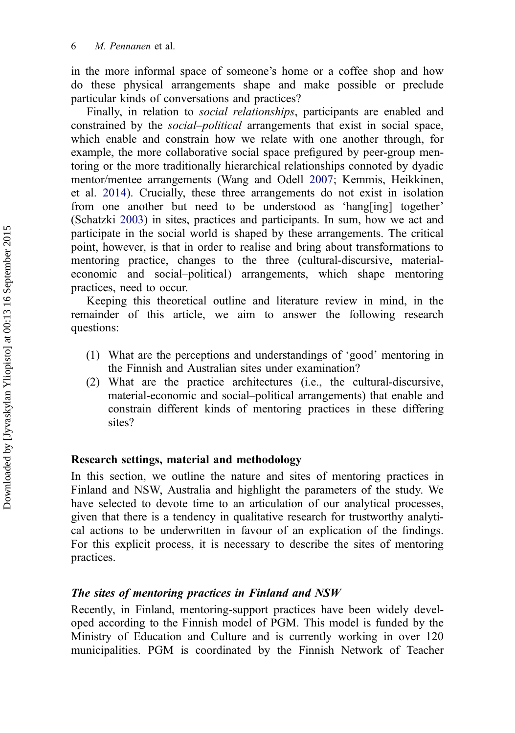in the more informal space of someone's home or a coffee shop and how do these physical arrangements shape and make possible or preclude particular kinds of conversations and practices?

Finally, in relation to *social relationships*, participants are enabled and constrained by the *social–political* arrangements that exist in social space, which enable and constrain how we relate with one another through, for example, the more collaborative social space prefigured by peer-group mentoring or the more traditionally hierarchical relationships connoted by dyadic mentor/mentee arrangements (Wang and Odell 2007; Kemmis, Heikkinen, et al. 2014). Crucially, these three arrangements do not exist in isolation from one another but need to be understood as 'hang[ing] together' (Schatzki 2003) in sites, practices and participants. In sum, how we act and participate in the social world is shaped by these arrangements. The critical point, however, is that in order to realise and bring about transformations to mentoring practice, changes to the three (cultural-discursive, material-economic and social–political) arrangements, which shape mentoring practices, need to occur.

Keeping this theoretical outline and literature review in mind, in the remainder of this article, we aim to answer the following research questions:

(1) What are the perceptions and understandings of 'good' mentoring in the Finnish and Australian sites under examination?
(2) What are the practice architectures (i.e., the cultural-discursive, material-economic and social–political arrangements) that enable and constrain different kinds of mentoring practices in these differing sites?

## Research settings, material and methodology

In this section, we outline the nature and sites of mentoring practices in Finland and NSW, Australia and highlight the parameters of the study. We have selected to devote time to an articulation of our analytical processes, given that there is a tendency in qualitative research for trustworthy analytical actions to be underwritten in favour of an explication of the findings. For this explicit process, it is necessary to describe the sites of mentoring practices.

### *The sites of mentoring practices in Finland and NSW*

Recently, in Finland, mentoring-support practices have been widely developed according to the Finnish model of PGM. This model is funded by the Ministry of Education and Culture and is currently working in over 120 municipalities. PGM is coordinated by the Finnish Network of Teacher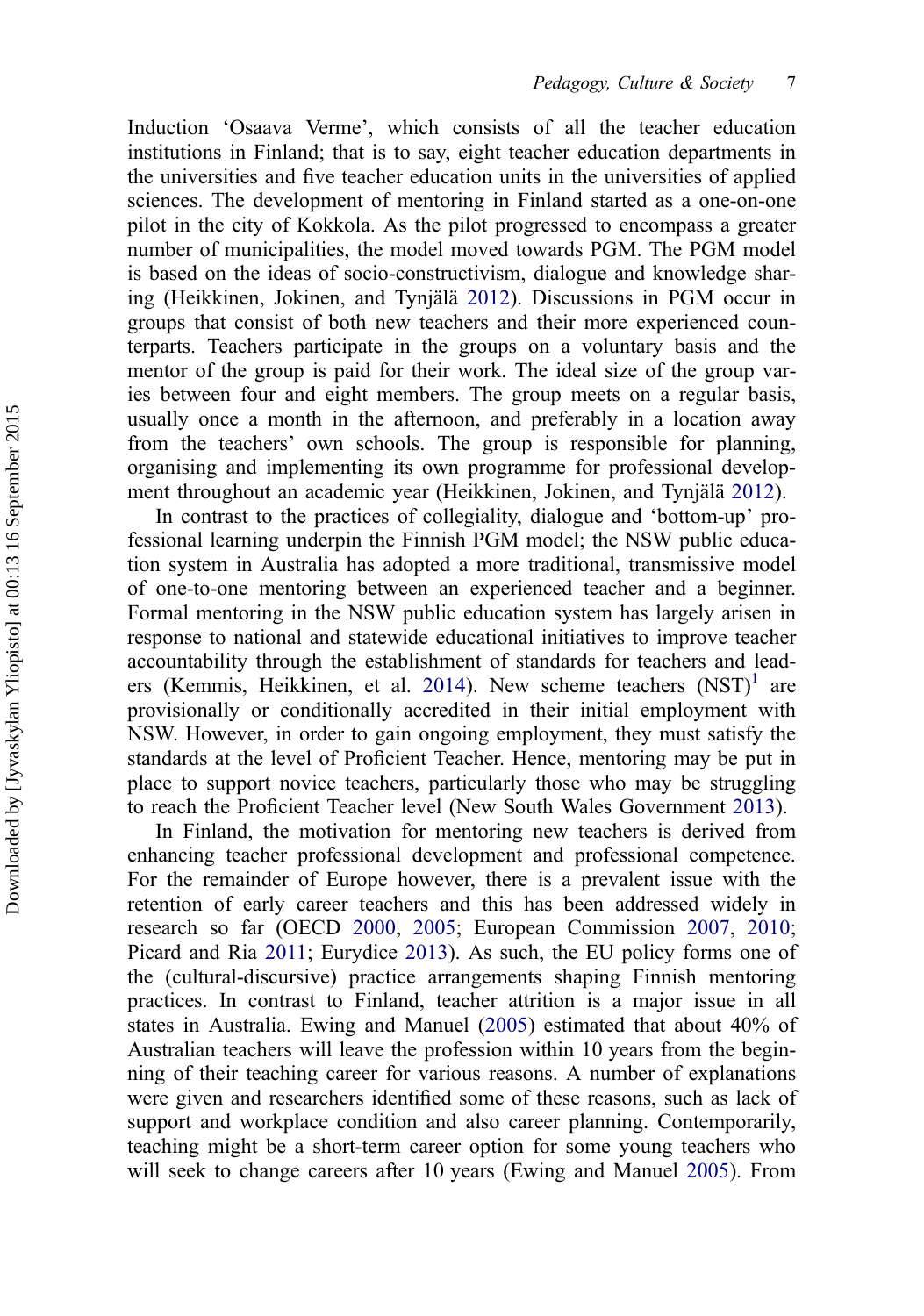Induction 'Osaava Verme', which consists of all the teacher education institutions in Finland; that is to say, eight teacher education departments in the universities and five teacher education units in the universities of applied sciences. The development of mentoring in Finland started as a one-on-one pilot in the city of Kokkola. As the pilot progressed to encompass a greater number of municipalities, the model moved towards PGM. The PGM model is based on the ideas of socio-constructivism, dialogue and knowledge sharing (Heikkinen, Jokinen, and Tynjälä 2012). Discussions in PGM occur in groups that consist of both new teachers and their more experienced counterparts. Teachers participate in the groups on a voluntary basis and the mentor of the group is paid for their work. The ideal size of the group varies between four and eight members. The group meets on a regular basis, usually once a month in the afternoon, and preferably in a location away from the teachers' own schools. The group is responsible for planning, organising and implementing its own programme for professional development throughout an academic year (Heikkinen, Jokinen, and Tynjälä 2012).

In contrast to the practices of collegiality, dialogue and 'bottom-up' professional learning underpin the Finnish PGM model; the NSW public education system in Australia has adopted a more traditional, transmissive model of one-to-one mentoring between an experienced teacher and a beginner. Formal mentoring in the NSW public education system has largely arisen in response to national and statewide educational initiatives to improve teacher accountability through the establishment of standards for teachers and leaders (Kemmis, Heikkinen, et al. 2014). New scheme teachers (NST)[1] are provisionally or conditionally accredited in their initial employment with NSW. However, in order to gain ongoing employment, they must satisfy the standards at the level of Proficient Teacher. Hence, mentoring may be put in place to support novice teachers, particularly those who may be struggling to reach the Proficient Teacher level (New South Wales Government 2013).

In Finland, the motivation for mentoring new teachers is derived from enhancing teacher professional development and professional competence. For the remainder of Europe however, there is a prevalent issue with the retention of early career teachers and this has been addressed widely in research so far (OECD 2000, 2005; European Commission 2007, 2010; Picard and Ria 2011; Eurydice 2013). As such, the EU policy forms one of the (cultural-discursive) practice arrangements shaping Finnish mentoring practices. In contrast to Finland, teacher attrition is a major issue in all states in Australia. Ewing and Manuel (2005) estimated that about 40% of Australian teachers will leave the profession within 10 years from the beginning of their teaching career for various reasons. A number of explanations were given and researchers identified some of these reasons, such as lack of support and workplace condition and also career planning. Contemporarily, teaching might be a short-term career option for some young teachers who will seek to change careers after 10 years (Ewing and Manuel 2005). From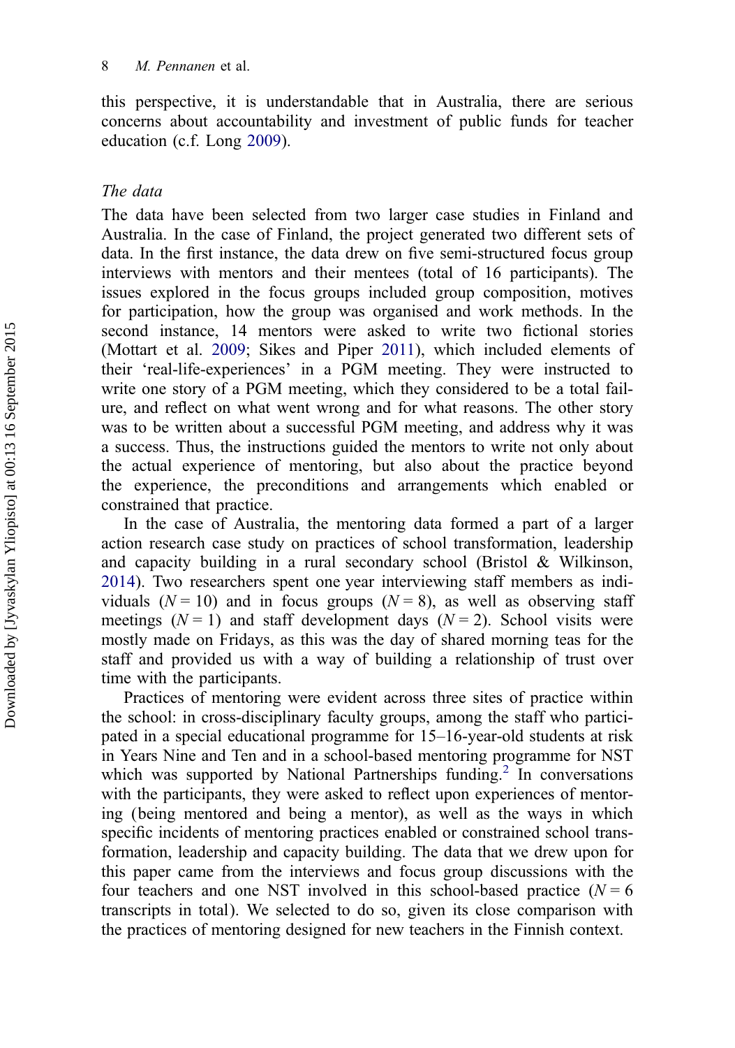this perspective, it is understandable that in Australia, there are serious concerns about accountability and investment of public funds for teacher education (c.f. Long 2009).

### *The data*

The data have been selected from two larger case studies in Finland and Australia. In the case of Finland, the project generated two different sets of data. In the first instance, the data drew on five semi-structured focus group interviews with mentors and their mentees (total of 16 participants). The issues explored in the focus groups included group composition, motives for participation, how the group was organised and work methods. In the second instance, 14 mentors were asked to write two fictional stories (Mottart et al. 2009; Sikes and Piper 2011), which included elements of their 'real-life-experiences' in a PGM meeting. They were instructed to write one story of a PGM meeting, which they considered to be a total failure, and reflect on what went wrong and for what reasons. The other story was to be written about a successful PGM meeting, and address why it was a success. Thus, the instructions guided the mentors to write not only about the actual experience of mentoring, but also about the practice beyond the experience, the preconditions and arrangements which enabled or constrained that practice.

In the case of Australia, the mentoring data formed a part of a larger action research case study on practices of school transformation, leadership and capacity building in a rural secondary school (Bristol & Wilkinson, 2014). Two researchers spent one year interviewing staff members as individuals ($N = 10$) and in focus groups ($N = 8$), as well as observing staff meetings ($N = 1$) and staff development days ($N = 2$). School visits were mostly made on Fridays, as this was the day of shared morning teas for the staff and provided us with a way of building a relationship of trust over time with the participants.

Practices of mentoring were evident across three sites of practice within the school: in cross-disciplinary faculty groups, among the staff who participated in a special educational programme for 15–16-year-old students at risk in Years Nine and Ten and in a school-based mentoring programme for NST which was supported by National Partnerships funding.[2] In conversations with the participants, they were asked to reflect upon experiences of mentoring (being mentored and being a mentor), as well as the ways in which specific incidents of mentoring practices enabled or constrained school transformation, leadership and capacity building. The data that we drew upon for this paper came from the interviews and focus group discussions with the four teachers and one NST involved in this school-based practice ($N = 6$ transcripts in total). We selected to do so, given its close comparison with the practices of mentoring designed for new teachers in the Finnish context.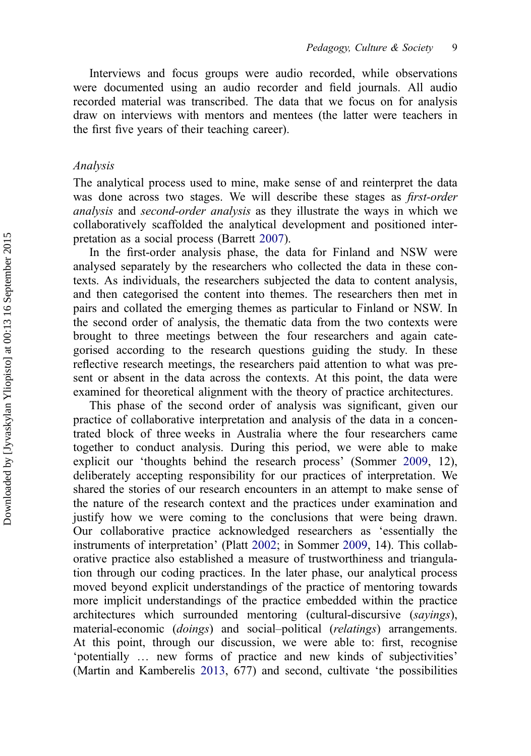Interviews and focus groups were audio recorded, while observations were documented using an audio recorder and field journals. All audio recorded material was transcribed. The data that we focus on for analysis draw on interviews with mentors and mentees (the latter were teachers in the first five years of their teaching career).

### *Analysis*

The analytical process used to mine, make sense of and reinterpret the data was done across two stages. We will describe these stages as *first-order analysis* and *second-order analysis* as they illustrate the ways in which we collaboratively scaffolded the analytical development and positioned interpretation as a social process (Barrett 2007).

In the first-order analysis phase, the data for Finland and NSW were analysed separately by the researchers who collected the data in these contexts. As individuals, the researchers subjected the data to content analysis, and then categorised the content into themes. The researchers then met in pairs and collated the emerging themes as particular to Finland or NSW. In the second order of analysis, the thematic data from the two contexts were brought to three meetings between the four researchers and again categorised according to the research questions guiding the study. In these reflective research meetings, the researchers paid attention to what was present or absent in the data across the contexts. At this point, the data were examined for theoretical alignment with the theory of practice architectures.

This phase of the second order of analysis was significant, given our practice of collaborative interpretation and analysis of the data in a concentrated block of three weeks in Australia where the four researchers came together to conduct analysis. During this period, we were able to make explicit our 'thoughts behind the research process' (Sommer 2009, 12), deliberately accepting responsibility for our practices of interpretation. We shared the stories of our research encounters in an attempt to make sense of the nature of the research context and the practices under examination and justify how we were coming to the conclusions that were being drawn. Our collaborative practice acknowledged researchers as 'essentially the instruments of interpretation' (Platt 2002; in Sommer 2009, 14). This collaborative practice also established a measure of trustworthiness and triangulation through our coding practices. In the later phase, our analytical process moved beyond explicit understandings of the practice of mentoring towards more implicit understandings of the practice embedded within the practice architectures which surrounded mentoring (cultural-discursive (*sayings*), material-economic (*doings*) and social–political (*relatings*) arrangements. At this point, through our discussion, we were able to: first, recognise 'potentially … new forms of practice and new kinds of subjectivities' (Martin and Kamberelis 2013, 677) and second, cultivate 'the possibilities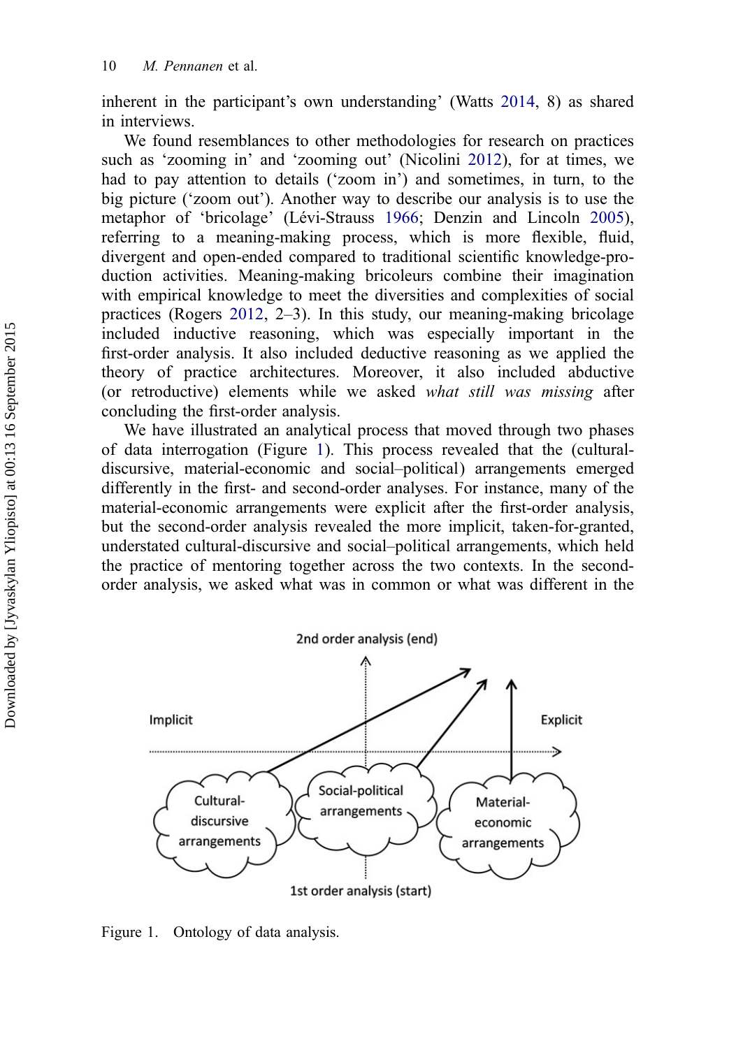inherent in the participant's own understanding' (Watts 2014, 8) as shared in interviews.

We found resemblances to other methodologies for research on practices such as 'zooming in' and 'zooming out' (Nicolini 2012), for at times, we had to pay attention to details ('zoom in') and sometimes, in turn, to the big picture ('zoom out'). Another way to describe our analysis is to use the metaphor of 'bricolage' (Lévi-Strauss 1966; Denzin and Lincoln 2005), referring to a meaning-making process, which is more flexible, fluid, divergent and open-ended compared to traditional scientific knowledge-production activities. Meaning-making bricoleurs combine their imagination with empirical knowledge to meet the diversities and complexities of social practices (Rogers 2012, 2–3). In this study, our meaning-making bricolage included inductive reasoning, which was especially important in the first-order analysis. It also included deductive reasoning as we applied the theory of practice architectures. Moreover, it also included abductive (or retroductive) elements while we asked *what still was missing* after concluding the first-order analysis.

We have illustrated an analytical process that moved through two phases of data interrogation (Figure 1). This process revealed that the (cultural-discursive, material-economic and social–political) arrangements emerged differently in the first- and second-order analyses. For instance, many of the material-economic arrangements were explicit after the first-order analysis, but the second-order analysis revealed the more implicit, taken-for-granted, understated cultural-discursive and social–political arrangements, which held the practice of mentoring together across the two contexts. In the second-order analysis, we asked what was in common or what was different in the

Figure 1. Ontology of data analysis.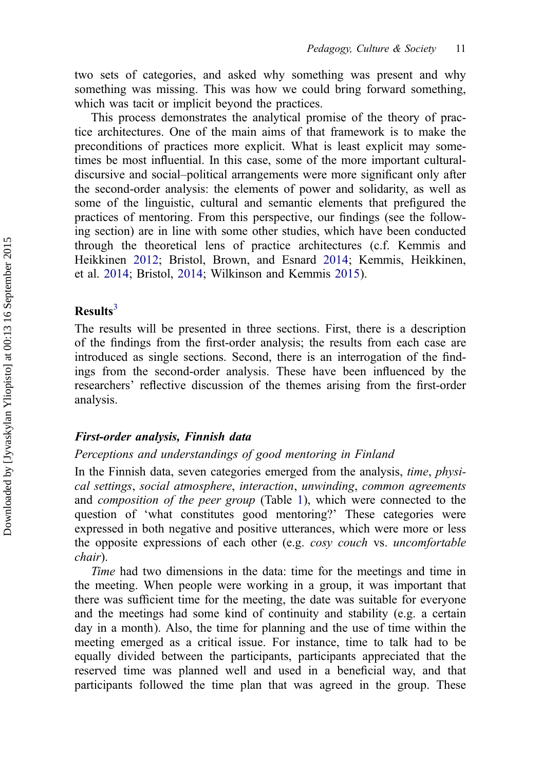two sets of categories, and asked why something was present and why something was missing. This was how we could bring forward something, which was tacit or implicit beyond the practices.

This process demonstrates the analytical promise of the theory of practice architectures. One of the main aims of that framework is to make the preconditions of practices more explicit. What is least explicit may sometimes be most influential. In this case, some of the more important cultural-discursive and social–political arrangements were more significant only after the second-order analysis: the elements of power and solidarity, as well as some of the linguistic, cultural and semantic elements that prefigured the practices of mentoring. From this perspective, our findings (see the following section) are in line with some other studies, which have been conducted through the theoretical lens of practice architectures (c.f. Kemmis and Heikkinen 2012; Bristol, Brown, and Esnard 2014; Kemmis, Heikkinen, et al. 2014; Bristol, 2014; Wilkinson and Kemmis 2015).

## Results[3]

The results will be presented in three sections. First, there is a description of the findings from the first-order analysis; the results from each case are introduced as single sections. Second, there is an interrogation of the findings from the second-order analysis. These have been influenced by the researchers' reflective discussion of the themes arising from the first-order analysis.

### *First-order analysis, Finnish data*

#### *Perceptions and understandings of good mentoring in Finland*

In the Finnish data, seven categories emerged from the analysis, *time*, *physical settings*, *social atmosphere*, *interaction*, *unwinding*, *common agreements* and *composition of the peer group* (Table 1), which were connected to the question of 'what constitutes good mentoring?' These categories were expressed in both negative and positive utterances, which were more or less the opposite expressions of each other (e.g. *cosy couch* vs. *uncomfortable chair*).

*Time* had two dimensions in the data: time for the meetings and time in the meeting. When people were working in a group, it was important that there was sufficient time for the meeting, the date was suitable for everyone and the meetings had some kind of continuity and stability (e.g. a certain day in a month). Also, the time for planning and the use of time within the meeting emerged as a critical issue. For instance, time to talk had to be equally divided between the participants, participants appreciated that the reserved time was planned well and used in a beneficial way, and that participants followed the time plan that was agreed in the group. These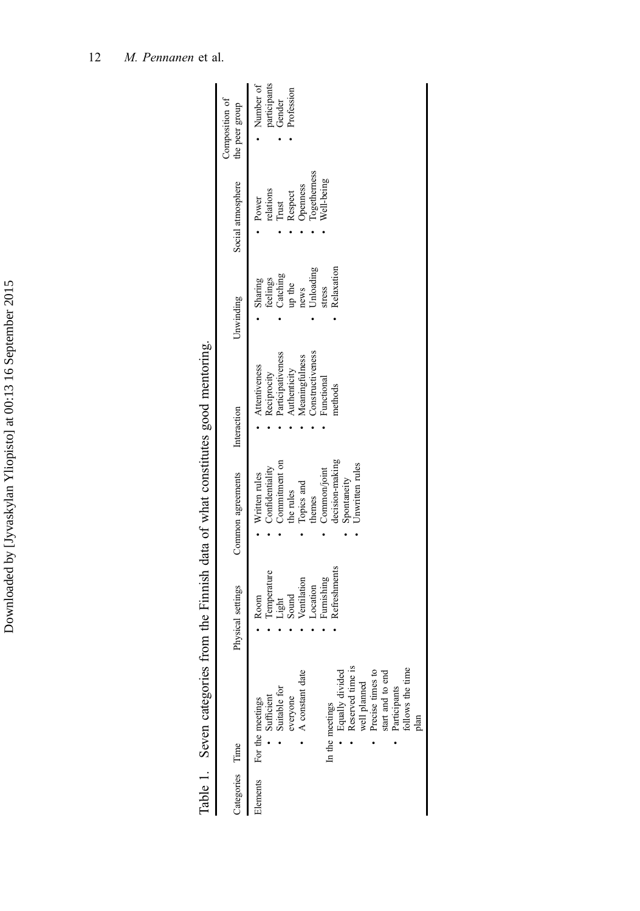Table 1. Seven categories from the Finnish data of what constitutes good mentoring.

| Categories | Time | Physical settings | Common agreements | Interaction | Unwinding | Social atmosphere | Composition of the peer group |
|---|---|---|---|---|---|---|---|
| Elements | For the meetings<br>• Sufficient<br>• Suitable for everyone<br>• A constant date<br><br>In the meetings<br>• Equally divided<br>• Reserved time is well planned<br>• Precise times to start and to end<br>• Participants follows the time plan | • Room<br>• Temperature<br>• Light<br>• Sound<br>• Ventilation<br>• Location<br>• Furnishing<br>• Refreshments | • Written rules<br>• Confidentiality<br>• Commitment on the rules<br>• Topics and themes<br>• Common/joint decision-making<br>• Spontaneity<br>• Unwritten rules | • Attentiveness<br>• Reciprocity<br>• Participativeness<br>• Authenticity<br>• Meaningfulness<br>• Constructiveness<br>• Functional methods | • Sharing feelings<br>• Catching up the news<br>• Unloading stress<br>• Relaxation | • Power relations<br>• Trust<br>• Respect<br>• Openness<br>• Togetherness<br>• Well-being | • Number of participants<br>• Gender<br>• Profession |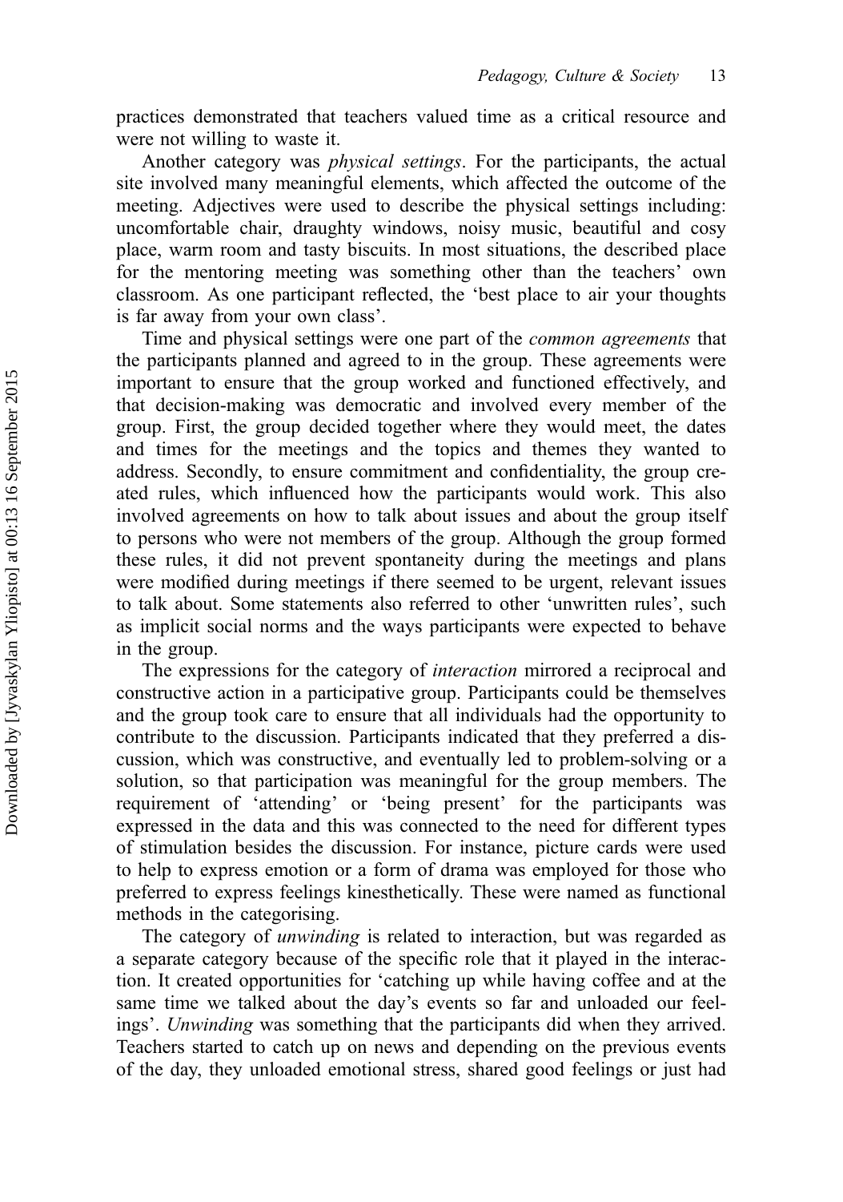practices demonstrated that teachers valued time as a critical resource and were not willing to waste it.

Another category was *physical settings*. For the participants, the actual site involved many meaningful elements, which affected the outcome of the meeting. Adjectives were used to describe the physical settings including: uncomfortable chair, draughty windows, noisy music, beautiful and cosy place, warm room and tasty biscuits. In most situations, the described place for the mentoring meeting was something other than the teachers' own classroom. As one participant reflected, the 'best place to air your thoughts is far away from your own class'.

Time and physical settings were one part of the *common agreements* that the participants planned and agreed to in the group. These agreements were important to ensure that the group worked and functioned effectively, and that decision-making was democratic and involved every member of the group. First, the group decided together where they would meet, the dates and times for the meetings and the topics and themes they wanted to address. Secondly, to ensure commitment and confidentiality, the group created rules, which influenced how the participants would work. This also involved agreements on how to talk about issues and about the group itself to persons who were not members of the group. Although the group formed these rules, it did not prevent spontaneity during the meetings and plans were modified during meetings if there seemed to be urgent, relevant issues to talk about. Some statements also referred to other 'unwritten rules', such as implicit social norms and the ways participants were expected to behave in the group.

The expressions for the category of *interaction* mirrored a reciprocal and constructive action in a participative group. Participants could be themselves and the group took care to ensure that all individuals had the opportunity to contribute to the discussion. Participants indicated that they preferred a discussion, which was constructive, and eventually led to problem-solving or a solution, so that participation was meaningful for the group members. The requirement of 'attending' or 'being present' for the participants was expressed in the data and this was connected to the need for different types of stimulation besides the discussion. For instance, picture cards were used to help to express emotion or a form of drama was employed for those who preferred to express feelings kinesthetically. These were named as functional methods in the categorising.

The category of *unwinding* is related to interaction, but was regarded as a separate category because of the specific role that it played in the interaction. It created opportunities for 'catching up while having coffee and at the same time we talked about the day's events so far and unloaded our feelings'. *Unwinding* was something that the participants did when they arrived. Teachers started to catch up on news and depending on the previous events of the day, they unloaded emotional stress, shared good feelings or just had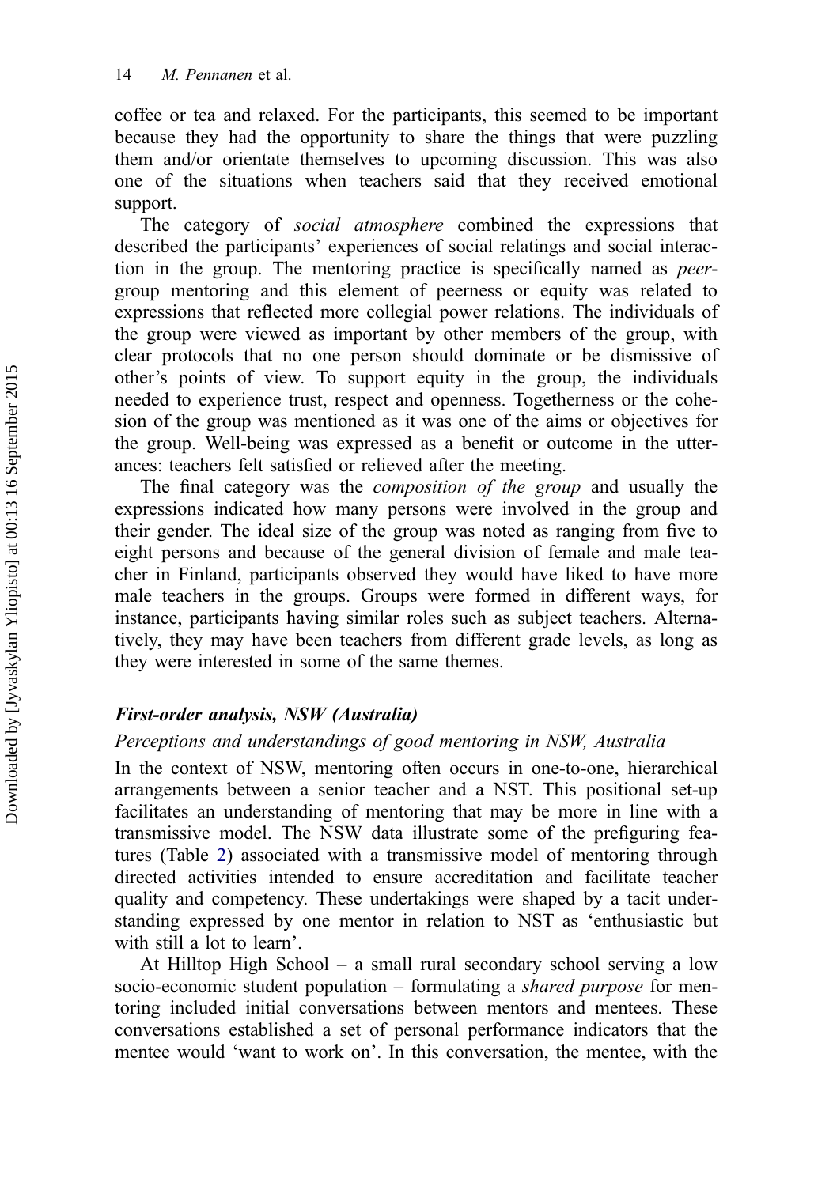coffee or tea and relaxed. For the participants, this seemed to be important because they had the opportunity to share the things that were puzzling them and/or orientate themselves to upcoming discussion. This was also one of the situations when teachers said that they received emotional support.

The category of *social atmosphere* combined the expressions that described the participants' experiences of social relatings and social interaction in the group. The mentoring practice is specifically named as *peer*-group mentoring and this element of peerness or equity was related to expressions that reflected more collegial power relations. The individuals of the group were viewed as important by other members of the group, with clear protocols that no one person should dominate or be dismissive of other's points of view. To support equity in the group, the individuals needed to experience trust, respect and openness. Togetherness or the cohesion of the group was mentioned as it was one of the aims or objectives for the group. Well-being was expressed as a benefit or outcome in the utterances: teachers felt satisfied or relieved after the meeting.

The final category was the *composition of the group* and usually the expressions indicated how many persons were involved in the group and their gender. The ideal size of the group was noted as ranging from five to eight persons and because of the general division of female and male teacher in Finland, participants observed they would have liked to have more male teachers in the groups. Groups were formed in different ways, for instance, participants having similar roles such as subject teachers. Alternatively, they may have been teachers from different grade levels, as long as they were interested in some of the same themes.

### First-order analysis, NSW (Australia)

#### *Perceptions and understandings of good mentoring in NSW, Australia*

In the context of NSW, mentoring often occurs in one-to-one, hierarchical arrangements between a senior teacher and a NST. This positional set-up facilitates an understanding of mentoring that may be more in line with a transmissive model. The NSW data illustrate some of the prefiguring features (Table 2) associated with a transmissive model of mentoring through directed activities intended to ensure accreditation and facilitate teacher quality and competency. These undertakings were shaped by a tacit understanding expressed by one mentor in relation to NST as 'enthusiastic but with still a lot to learn'.

At Hilltop High School – a small rural secondary school serving a low socio-economic student population – formulating a *shared purpose* for mentoring included initial conversations between mentors and mentees. These conversations established a set of personal performance indicators that the mentee would 'want to work on'. In this conversation, the mentee, with the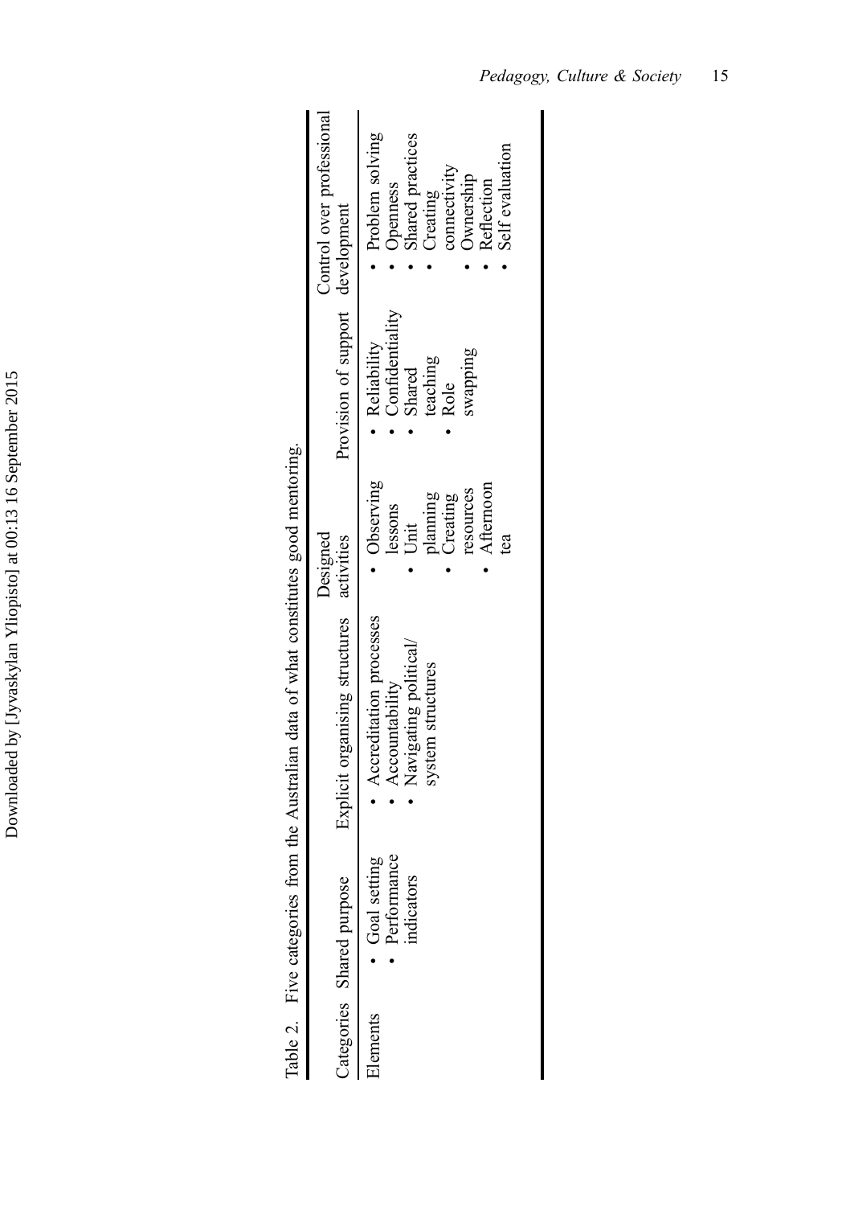Table 2. Five categories from the Australian data of what constitutes good mentoring.

| Categories | Shared purpose | Explicit organising structures | Designed activities | Provision of support | Control over professional development |
|---|---|---|---|---|---|
| Elements | • Goal setting<br>• Performance indicators | • Accreditation processes<br>• Accountability<br>• Navigating political/ system structures | • Observing lessons<br>• Unit planning<br>• Creating resources<br>• Afternoon tea | • Reliability<br>• Confidentiality<br>• Shared teaching<br>• Role swapping | • Problem solving<br>• Openness<br>• Shared practices<br>• Creating connectivity<br>• Ownership<br>• Reflection<br>• Self evaluation |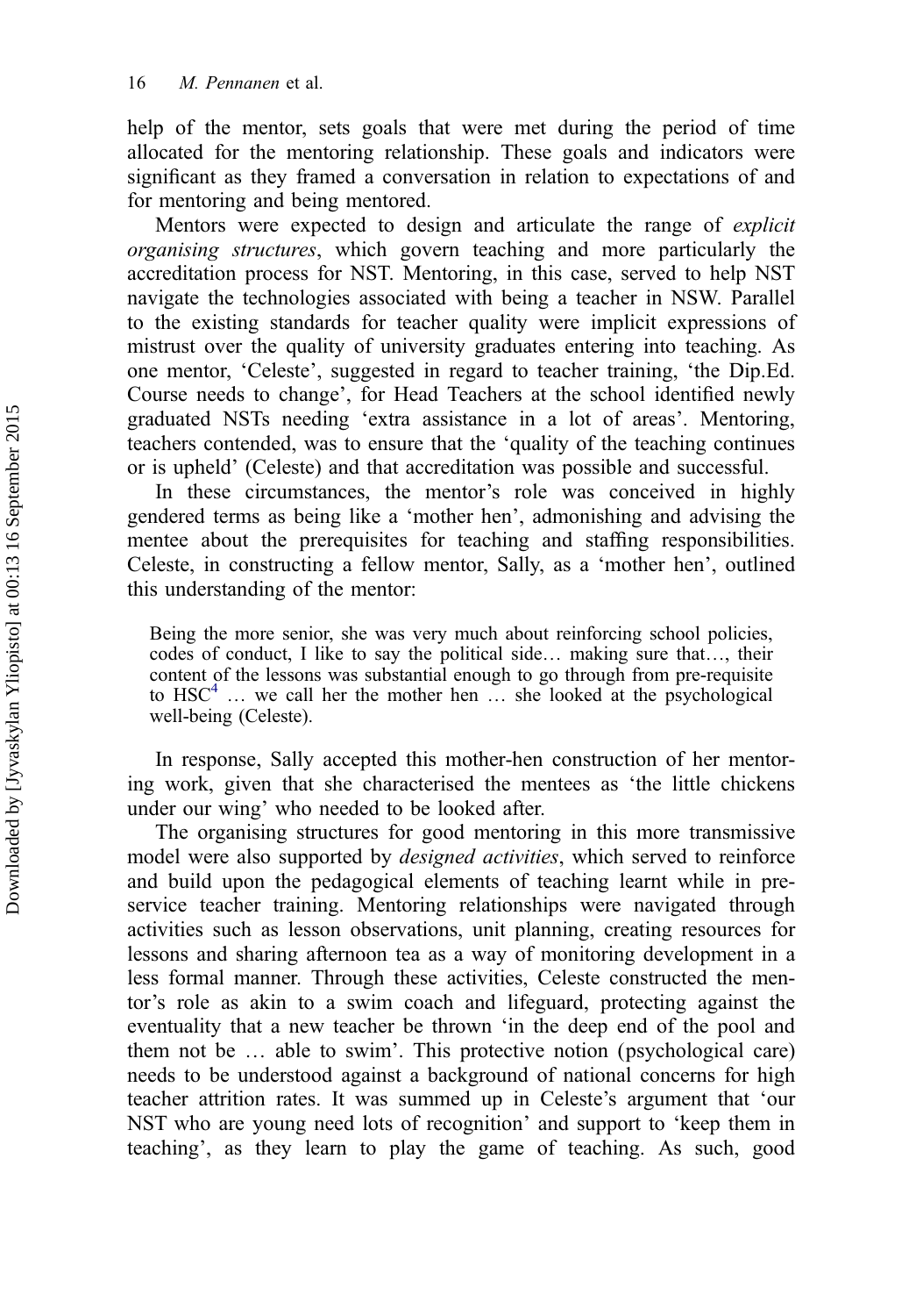help of the mentor, sets goals that were met during the period of time allocated for the mentoring relationship. These goals and indicators were significant as they framed a conversation in relation to expectations of and for mentoring and being mentored.

Mentors were expected to design and articulate the range of *explicit organising structures*, which govern teaching and more particularly the accreditation process for NST. Mentoring, in this case, served to help NST navigate the technologies associated with being a teacher in NSW. Parallel to the existing standards for teacher quality were implicit expressions of mistrust over the quality of university graduates entering into teaching. As one mentor, 'Celeste', suggested in regard to teacher training, 'the Dip.Ed. Course needs to change', for Head Teachers at the school identified newly graduated NSTs needing 'extra assistance in a lot of areas'. Mentoring, teachers contended, was to ensure that the 'quality of the teaching continues or is upheld' (Celeste) and that accreditation was possible and successful.

In these circumstances, the mentor's role was conceived in highly gendered terms as being like a 'mother hen', admonishing and advising the mentee about the prerequisites for teaching and staffing responsibilities. Celeste, in constructing a fellow mentor, Sally, as a 'mother hen', outlined this understanding of the mentor:

> Being the more senior, she was very much about reinforcing school policies, codes of conduct, I like to say the political side… making sure that…, their content of the lessons was substantial enough to go through from pre-requisite to HSC[4] … we call her the mother hen … she looked at the psychological well-being (Celeste).

In response, Sally accepted this mother-hen construction of her mentoring work, given that she characterised the mentees as 'the little chickens under our wing' who needed to be looked after.

The organising structures for good mentoring in this more transmissive model were also supported by *designed activities*, which served to reinforce and build upon the pedagogical elements of teaching learnt while in pre-service teacher training. Mentoring relationships were navigated through activities such as lesson observations, unit planning, creating resources for lessons and sharing afternoon tea as a way of monitoring development in a less formal manner. Through these activities, Celeste constructed the mentor's role as akin to a swim coach and lifeguard, protecting against the eventuality that a new teacher be thrown 'in the deep end of the pool and them not be … able to swim'. This protective notion (psychological care) needs to be understood against a background of national concerns for high teacher attrition rates. It was summed up in Celeste's argument that 'our NST who are young need lots of recognition' and support to 'keep them in teaching', as they learn to play the game of teaching. As such, good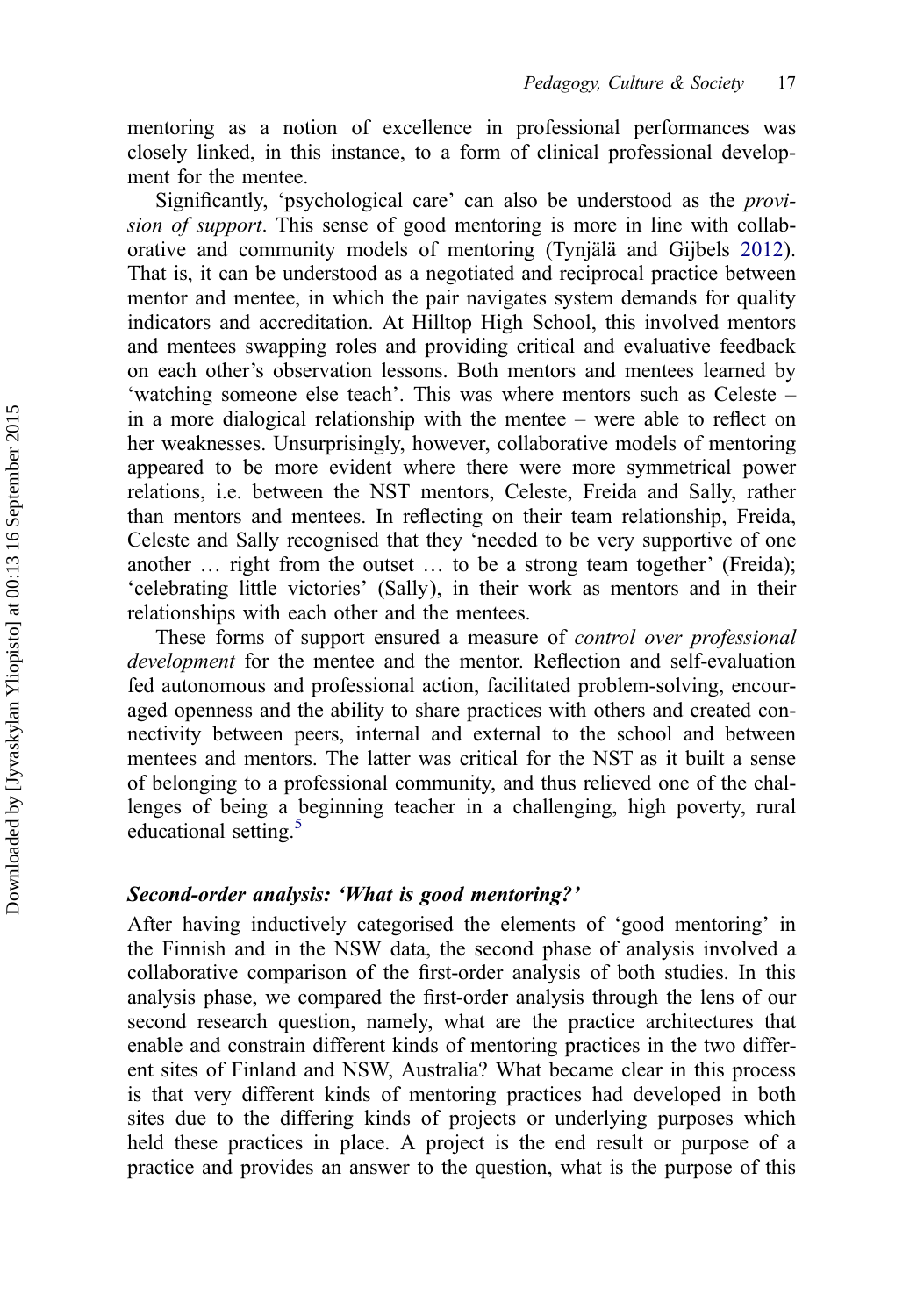mentoring as a notion of excellence in professional performances was closely linked, in this instance, to a form of clinical professional development for the mentee.

Significantly, 'psychological care' can also be understood as the *provision of support*. This sense of good mentoring is more in line with collaborative and community models of mentoring (Tynjälä and Gijbels 2012). That is, it can be understood as a negotiated and reciprocal practice between mentor and mentee, in which the pair navigates system demands for quality indicators and accreditation. At Hilltop High School, this involved mentors and mentees swapping roles and providing critical and evaluative feedback on each other's observation lessons. Both mentors and mentees learned by 'watching someone else teach'. This was where mentors such as Celeste – in a more dialogical relationship with the mentee – were able to reflect on her weaknesses. Unsurprisingly, however, collaborative models of mentoring appeared to be more evident where there were more symmetrical power relations, i.e. between the NST mentors, Celeste, Freida and Sally, rather than mentors and mentees. In reflecting on their team relationship, Freida, Celeste and Sally recognised that they 'needed to be very supportive of one another … right from the outset … to be a strong team together' (Freida); 'celebrating little victories' (Sally), in their work as mentors and in their relationships with each other and the mentees.

These forms of support ensured a measure of *control over professional development* for the mentee and the mentor. Reflection and self-evaluation fed autonomous and professional action, facilitated problem-solving, encouraged openness and the ability to share practices with others and created connectivity between peers, internal and external to the school and between mentees and mentors. The latter was critical for the NST as it built a sense of belonging to a professional community, and thus relieved one of the challenges of being a beginning teacher in a challenging, high poverty, rural educational setting.[5]

### Second-order analysis: 'What is good mentoring?'

After having inductively categorised the elements of 'good mentoring' in the Finnish and in the NSW data, the second phase of analysis involved a collaborative comparison of the first-order analysis of both studies. In this analysis phase, we compared the first-order analysis through the lens of our second research question, namely, what are the practice architectures that enable and constrain different kinds of mentoring practices in the two different sites of Finland and NSW, Australia? What became clear in this process is that very different kinds of mentoring practices had developed in both sites due to the differing kinds of projects or underlying purposes which held these practices in place. A project is the end result or purpose of a practice and provides an answer to the question, what is the purpose of this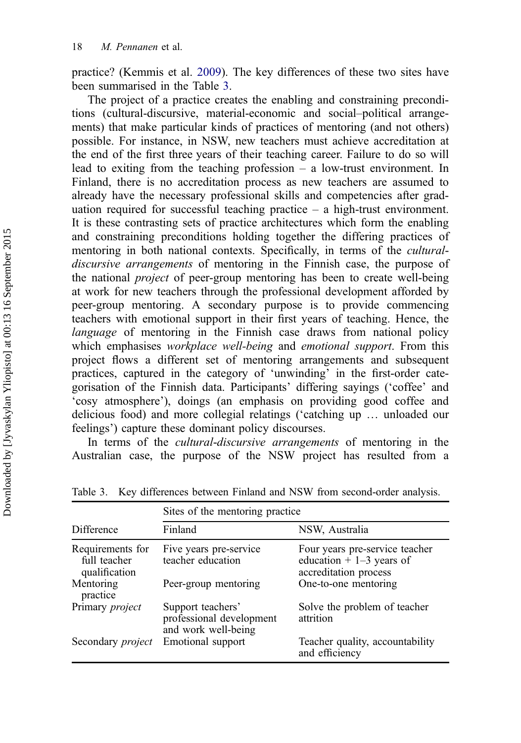practice? (Kemmis et al. 2009). The key differences of these two sites have been summarised in the Table 3.

The project of a practice creates the enabling and constraining preconditions (cultural-discursive, material-economic and social–political arrangements) that make particular kinds of practices of mentoring (and not others) possible. For instance, in NSW, new teachers must achieve accreditation at the end of the first three years of their teaching career. Failure to do so will lead to exiting from the teaching profession – a low-trust environment. In Finland, there is no accreditation process as new teachers are assumed to already have the necessary professional skills and competencies after graduation required for successful teaching practice – a high-trust environment. It is these contrasting sets of practice architectures which form the enabling and constraining preconditions holding together the differing practices of mentoring in both national contexts. Specifically, in terms of the *cultural-discursive arrangements* of mentoring in the Finnish case, the purpose of the national *project* of peer-group mentoring has been to create well-being at work for new teachers through the professional development afforded by peer-group mentoring. A secondary purpose is to provide commencing teachers with emotional support in their first years of teaching. Hence, the *language* of mentoring in the Finnish case draws from national policy which emphasises *workplace well-being* and *emotional support*. From this project flows a different set of mentoring arrangements and subsequent practices, captured in the category of 'unwinding' in the first-order categorisation of the Finnish data. Participants' differing sayings ('coffee' and 'cosy atmosphere'), doings (an emphasis on providing good coffee and delicious food) and more collegial relatings ('catching up … unloaded our feelings') capture these dominant policy discourses.

In terms of the *cultural-discursive arrangements* of mentoring in the Australian case, the purpose of the NSW project has resulted from a

Table 3. Key differences between Finland and NSW from second-order analysis.

| Difference | Sites of the mentoring practice | |
|---|---|---|
| | Finland | NSW, Australia |
| Requirements for full teacher qualification | Five years pre-service teacher education | Four years pre-service teacher education + 1–3 years of accreditation process |
| Mentoring practice | Peer-group mentoring | One-to-one mentoring |
| Primary *project* | Support teachers' professional development and work well-being | Solve the problem of teacher attrition |
| Secondary *project* | Emotional support | Teacher quality, accountability and efficiency |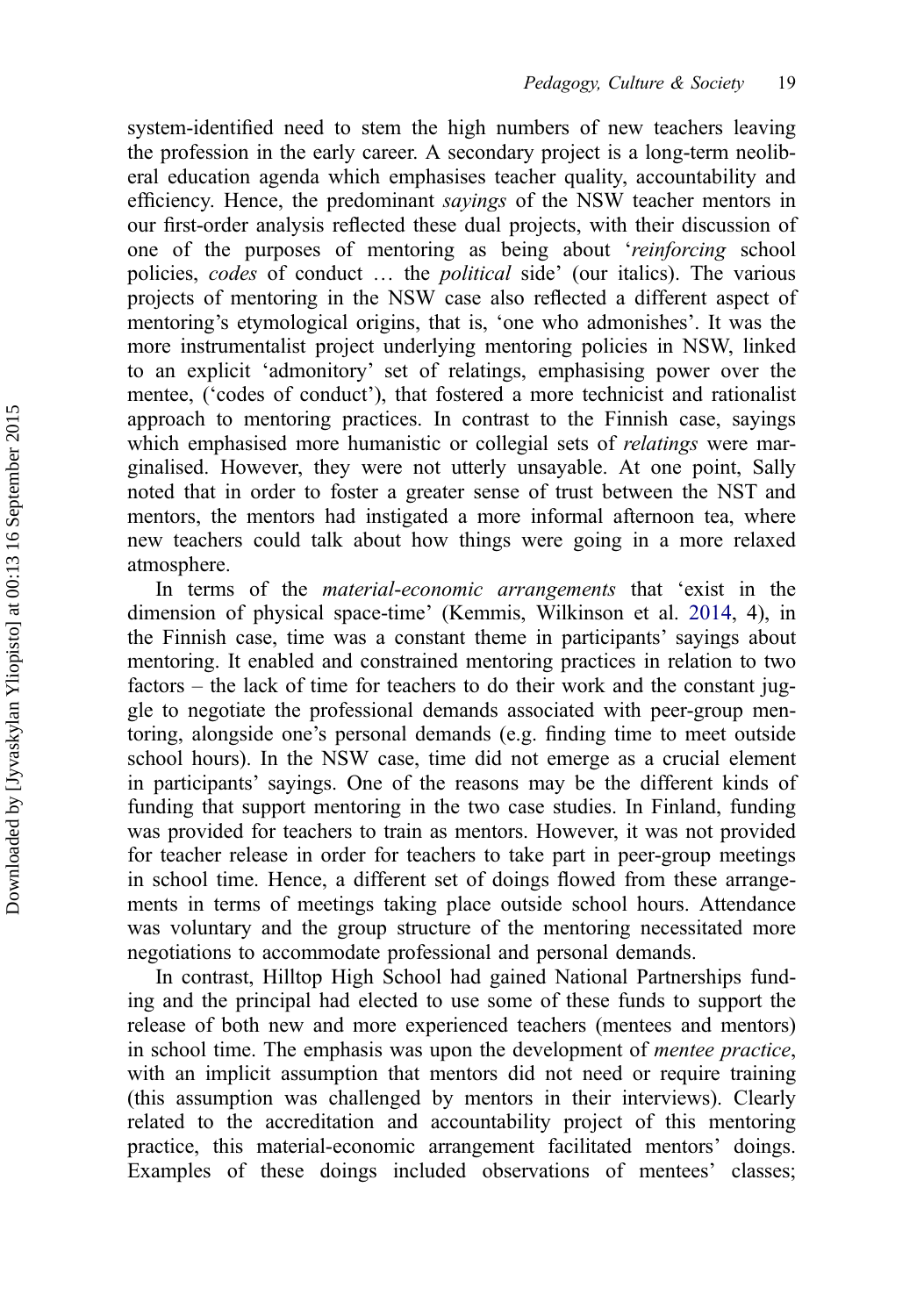system-identified need to stem the high numbers of new teachers leaving the profession in the early career. A secondary project is a long-term neoliberal education agenda which emphasises teacher quality, accountability and efficiency. Hence, the predominant *sayings* of the NSW teacher mentors in our first-order analysis reflected these dual projects, with their discussion of one of the purposes of mentoring as being about '*reinforcing* school policies, *codes* of conduct … the *political* side' (our italics). The various projects of mentoring in the NSW case also reflected a different aspect of mentoring's etymological origins, that is, 'one who admonishes'. It was the more instrumentalist project underlying mentoring policies in NSW, linked to an explicit 'admonitory' set of relatings, emphasising power over the mentee, ('codes of conduct'), that fostered a more technicist and rationalist approach to mentoring practices. In contrast to the Finnish case, sayings which emphasised more humanistic or collegial sets of *relatings* were marginalised. However, they were not utterly unsayable. At one point, Sally noted that in order to foster a greater sense of trust between the NST and mentors, the mentors had instigated a more informal afternoon tea, where new teachers could talk about how things were going in a more relaxed atmosphere.

In terms of the *material-economic arrangements* that 'exist in the dimension of physical space-time' (Kemmis, Wilkinson et al. 2014, 4), in the Finnish case, time was a constant theme in participants' sayings about mentoring. It enabled and constrained mentoring practices in relation to two factors – the lack of time for teachers to do their work and the constant juggle to negotiate the professional demands associated with peer-group mentoring, alongside one's personal demands (e.g. finding time to meet outside school hours). In the NSW case, time did not emerge as a crucial element in participants' sayings. One of the reasons may be the different kinds of funding that support mentoring in the two case studies. In Finland, funding was provided for teachers to train as mentors. However, it was not provided for teacher release in order for teachers to take part in peer-group meetings in school time. Hence, a different set of doings flowed from these arrangements in terms of meetings taking place outside school hours. Attendance was voluntary and the group structure of the mentoring necessitated more negotiations to accommodate professional and personal demands.

In contrast, Hilltop High School had gained National Partnerships funding and the principal had elected to use some of these funds to support the release of both new and more experienced teachers (mentees and mentors) in school time. The emphasis was upon the development of *mentee practice*, with an implicit assumption that mentors did not need or require training (this assumption was challenged by mentors in their interviews). Clearly related to the accreditation and accountability project of this mentoring practice, this material-economic arrangement facilitated mentors' doings. Examples of these doings included observations of mentees' classes;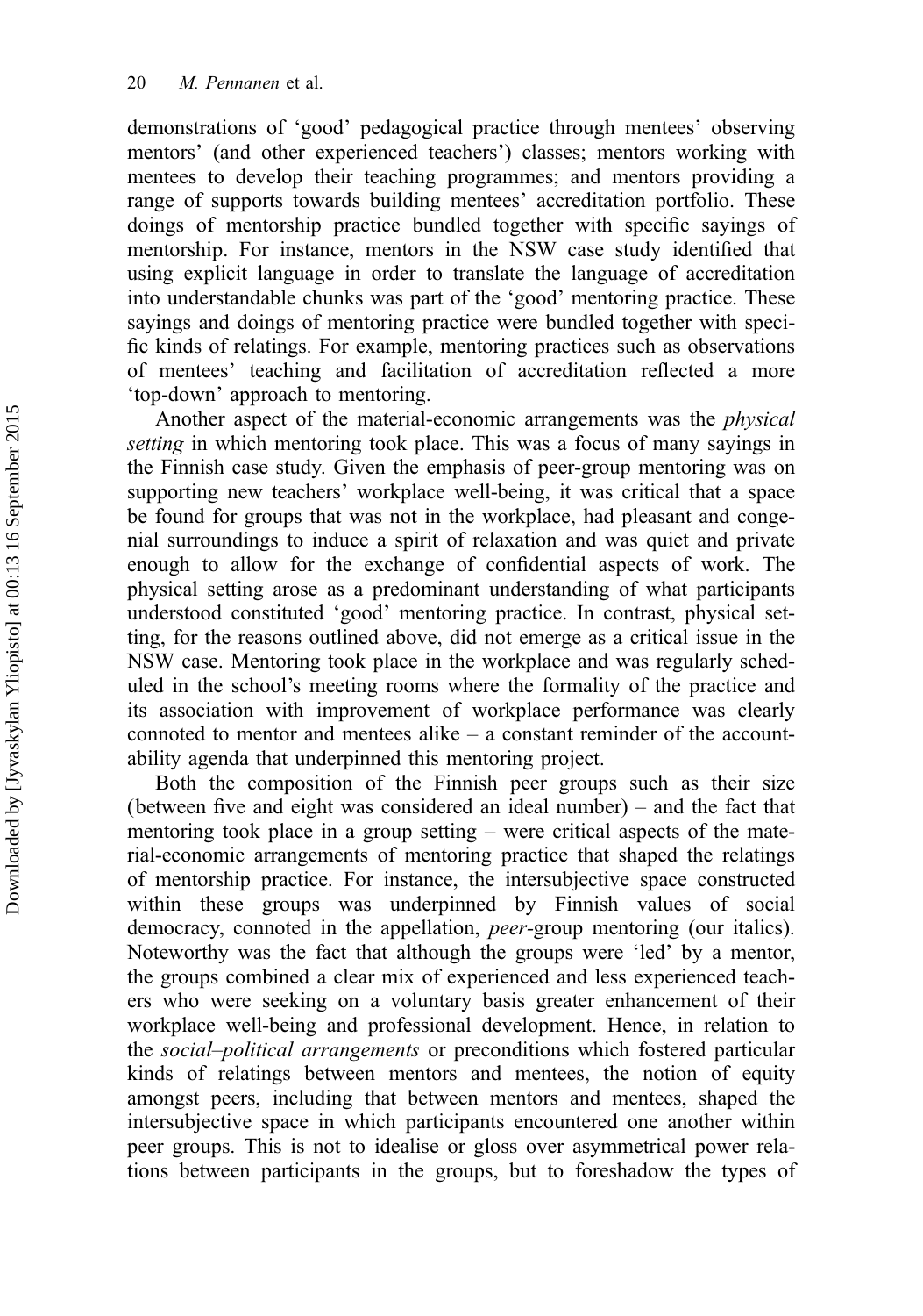demonstrations of 'good' pedagogical practice through mentees' observing mentors' (and other experienced teachers') classes; mentors working with mentees to develop their teaching programmes; and mentors providing a range of supports towards building mentees' accreditation portfolio. These doings of mentorship practice bundled together with specific sayings of mentorship. For instance, mentors in the NSW case study identified that using explicit language in order to translate the language of accreditation into understandable chunks was part of the 'good' mentoring practice. These sayings and doings of mentoring practice were bundled together with specific kinds of relatings. For example, mentoring practices such as observations of mentees' teaching and facilitation of accreditation reflected a more 'top-down' approach to mentoring.

Another aspect of the material-economic arrangements was the *physical setting* in which mentoring took place. This was a focus of many sayings in the Finnish case study. Given the emphasis of peer-group mentoring was on supporting new teachers' workplace well-being, it was critical that a space be found for groups that was not in the workplace, had pleasant and congenial surroundings to induce a spirit of relaxation and was quiet and private enough to allow for the exchange of confidential aspects of work. The physical setting arose as a predominant understanding of what participants understood constituted 'good' mentoring practice. In contrast, physical setting, for the reasons outlined above, did not emerge as a critical issue in the NSW case. Mentoring took place in the workplace and was regularly scheduled in the school's meeting rooms where the formality of the practice and its association with improvement of workplace performance was clearly connoted to mentor and mentees alike – a constant reminder of the accountability agenda that underpinned this mentoring project.

Both the composition of the Finnish peer groups such as their size (between five and eight was considered an ideal number) – and the fact that mentoring took place in a group setting – were critical aspects of the material-economic arrangements of mentoring practice that shaped the relatings of mentorship practice. For instance, the intersubjective space constructed within these groups was underpinned by Finnish values of social democracy, connoted in the appellation, *peer*-group mentoring (our italics). Noteworthy was the fact that although the groups were 'led' by a mentor, the groups combined a clear mix of experienced and less experienced teachers who were seeking on a voluntary basis greater enhancement of their workplace well-being and professional development. Hence, in relation to the *social–political arrangements* or preconditions which fostered particular kinds of relatings between mentors and mentees, the notion of equity amongst peers, including that between mentors and mentees, shaped the intersubjective space in which participants encountered one another within peer groups. This is not to idealise or gloss over asymmetrical power relations between participants in the groups, but to foreshadow the types of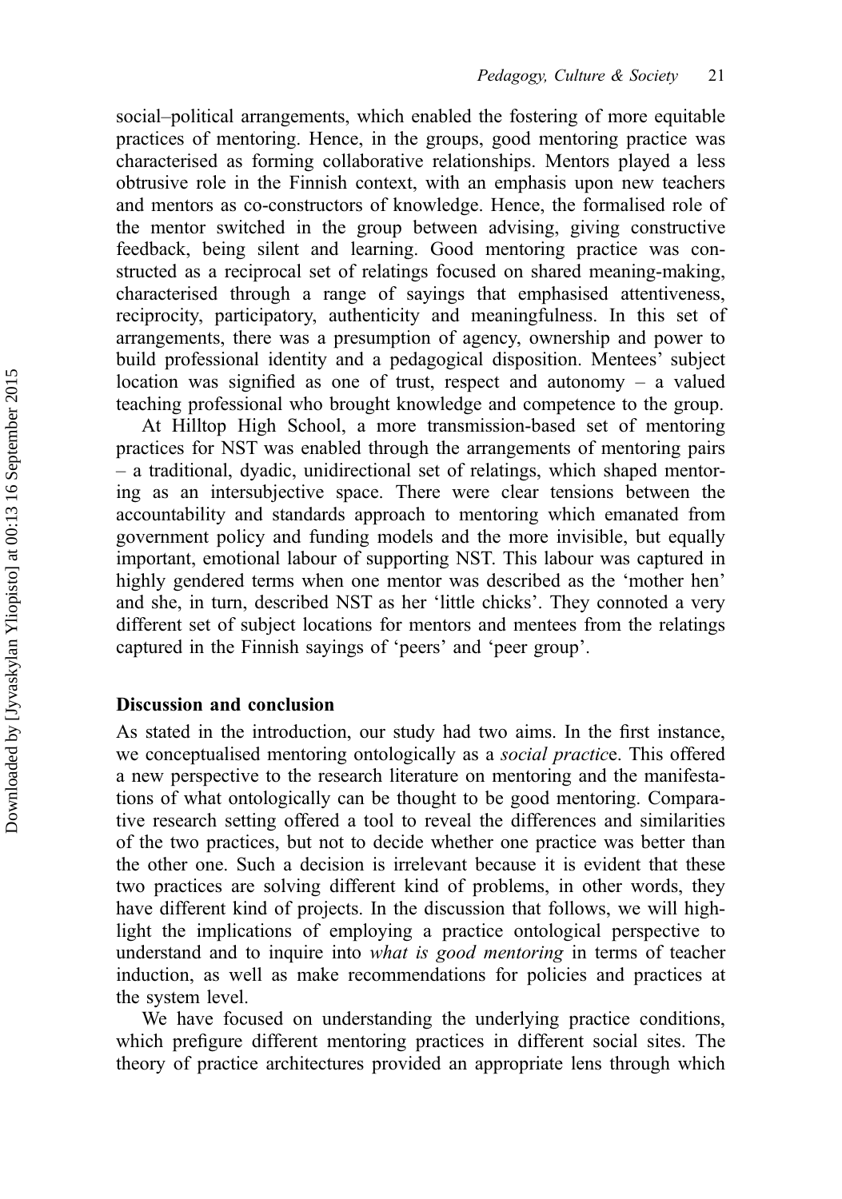social–political arrangements, which enabled the fostering of more equitable practices of mentoring. Hence, in the groups, good mentoring practice was characterised as forming collaborative relationships. Mentors played a less obtrusive role in the Finnish context, with an emphasis upon new teachers and mentors as co-constructors of knowledge. Hence, the formalised role of the mentor switched in the group between advising, giving constructive feedback, being silent and learning. Good mentoring practice was constructed as a reciprocal set of relatings focused on shared meaning-making, characterised through a range of sayings that emphasised attentiveness, reciprocity, participatory, authenticity and meaningfulness. In this set of arrangements, there was a presumption of agency, ownership and power to build professional identity and a pedagogical disposition. Mentees' subject location was signified as one of trust, respect and autonomy – a valued teaching professional who brought knowledge and competence to the group.

At Hilltop High School, a more transmission-based set of mentoring practices for NST was enabled through the arrangements of mentoring pairs – a traditional, dyadic, unidirectional set of relatings, which shaped mentoring as an intersubjective space. There were clear tensions between the accountability and standards approach to mentoring which emanated from government policy and funding models and the more invisible, but equally important, emotional labour of supporting NST. This labour was captured in highly gendered terms when one mentor was described as the 'mother hen' and she, in turn, described NST as her 'little chicks'. They connoted a very different set of subject locations for mentors and mentees from the relatings captured in the Finnish sayings of 'peers' and 'peer group'.

## Discussion and conclusion

As stated in the introduction, our study had two aims. In the first instance, we conceptualised mentoring ontologically as a *social practice*. This offered a new perspective to the research literature on mentoring and the manifestations of what ontologically can be thought to be good mentoring. Comparative research setting offered a tool to reveal the differences and similarities of the two practices, but not to decide whether one practice was better than the other one. Such a decision is irrelevant because it is evident that these two practices are solving different kind of problems, in other words, they have different kind of projects. In the discussion that follows, we will highlight the implications of employing a practice ontological perspective to understand and to inquire into *what is good mentoring* in terms of teacher induction, as well as make recommendations for policies and practices at the system level.

We have focused on understanding the underlying practice conditions, which prefigure different mentoring practices in different social sites. The theory of practice architectures provided an appropriate lens through which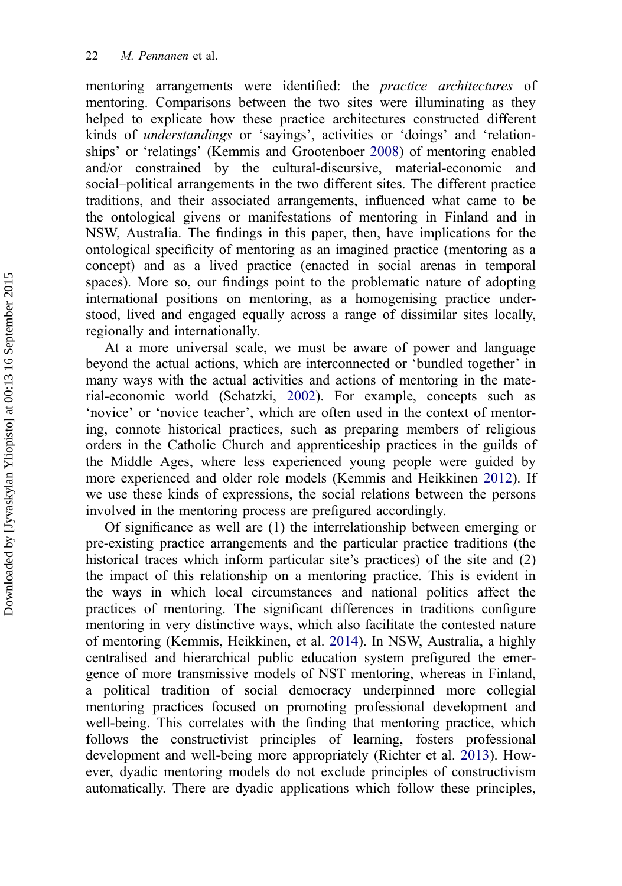mentoring arrangements were identified: the *practice architectures* of mentoring. Comparisons between the two sites were illuminating as they helped to explicate how these practice architectures constructed different kinds of *understandings* or 'sayings', activities or 'doings' and 'relationships' or 'relatings' (Kemmis and Grootenboer 2008) of mentoring enabled and/or constrained by the cultural-discursive, material-economic and social–political arrangements in the two different sites. The different practice traditions, and their associated arrangements, influenced what came to be the ontological givens or manifestations of mentoring in Finland and in NSW, Australia. The findings in this paper, then, have implications for the ontological specificity of mentoring as an imagined practice (mentoring as a concept) and as a lived practice (enacted in social arenas in temporal spaces). More so, our findings point to the problematic nature of adopting international positions on mentoring, as a homogenising practice understood, lived and engaged equally across a range of dissimilar sites locally, regionally and internationally.

At a more universal scale, we must be aware of power and language beyond the actual actions, which are interconnected or 'bundled together' in many ways with the actual activities and actions of mentoring in the material-economic world (Schatzki, 2002). For example, concepts such as 'novice' or 'novice teacher', which are often used in the context of mentoring, connote historical practices, such as preparing members of religious orders in the Catholic Church and apprenticeship practices in the guilds of the Middle Ages, where less experienced young people were guided by more experienced and older role models (Kemmis and Heikkinen 2012). If we use these kinds of expressions, the social relations between the persons involved in the mentoring process are prefigured accordingly.

Of significance as well are (1) the interrelationship between emerging or pre-existing practice arrangements and the particular practice traditions (the historical traces which inform particular site's practices) of the site and (2) the impact of this relationship on a mentoring practice. This is evident in the ways in which local circumstances and national politics affect the practices of mentoring. The significant differences in traditions configure mentoring in very distinctive ways, which also facilitate the contested nature of mentoring (Kemmis, Heikkinen, et al. 2014). In NSW, Australia, a highly centralised and hierarchical public education system prefigured the emergence of more transmissive models of NST mentoring, whereas in Finland, a political tradition of social democracy underpinned more collegial mentoring practices focused on promoting professional development and well-being. This correlates with the finding that mentoring practice, which follows the constructivist principles of learning, fosters professional development and well-being more appropriately (Richter et al. 2013). However, dyadic mentoring models do not exclude principles of constructivism automatically. There are dyadic applications which follow these principles,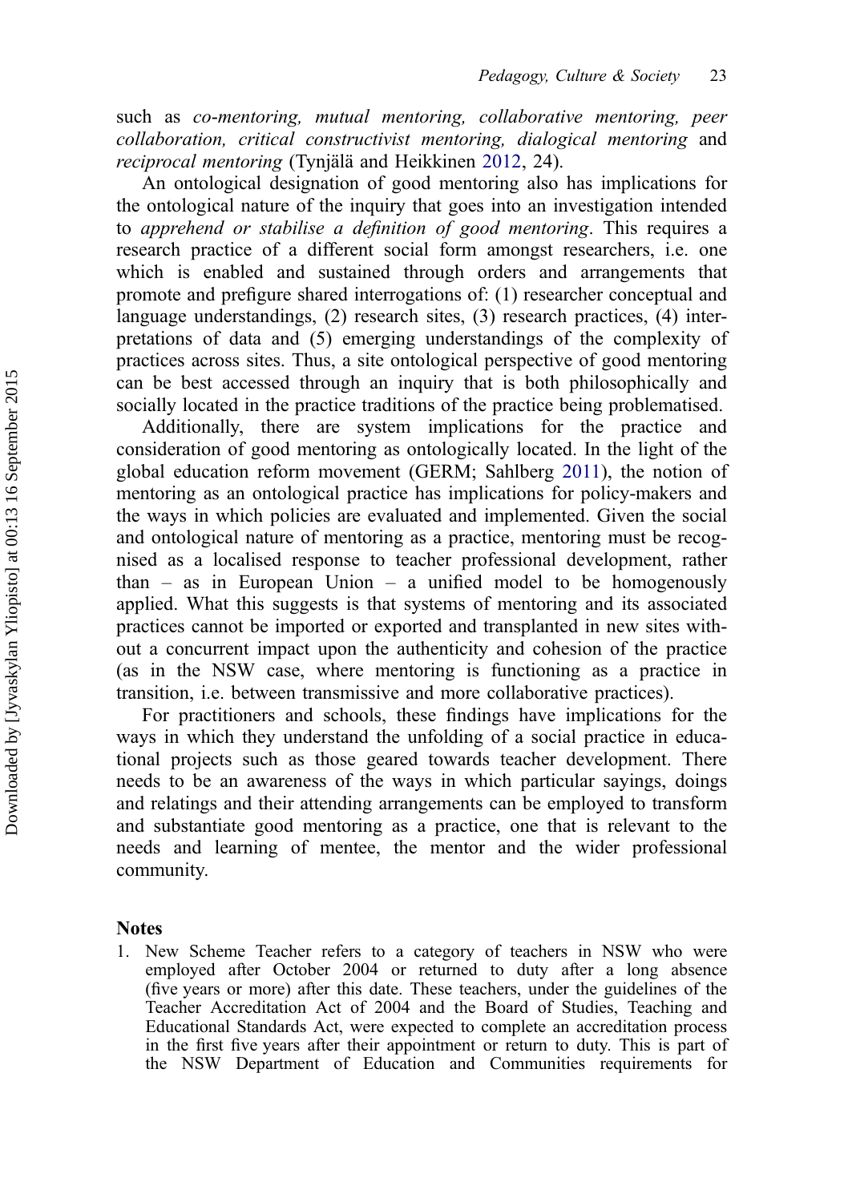such as *co-mentoring, mutual mentoring, collaborative mentoring, peer collaboration, critical constructivist mentoring, dialogical mentoring* and *reciprocal mentoring* (Tynjälä and Heikkinen 2012, 24).

An ontological designation of good mentoring also has implications for the ontological nature of the inquiry that goes into an investigation intended to *apprehend or stabilise a definition of good mentoring*. This requires a research practice of a different social form amongst researchers, i.e. one which is enabled and sustained through orders and arrangements that promote and prefigure shared interrogations of: (1) researcher conceptual and language understandings, (2) research sites, (3) research practices, (4) interpretations of data and (5) emerging understandings of the complexity of practices across sites. Thus, a site ontological perspective of good mentoring can be best accessed through an inquiry that is both philosophically and socially located in the practice traditions of the practice being problematised.

Additionally, there are system implications for the practice and consideration of good mentoring as ontologically located. In the light of the global education reform movement (GERM; Sahlberg 2011), the notion of mentoring as an ontological practice has implications for policy-makers and the ways in which policies are evaluated and implemented. Given the social and ontological nature of mentoring as a practice, mentoring must be recognised as a localised response to teacher professional development, rather than – as in European Union – a unified model to be homogenously applied. What this suggests is that systems of mentoring and its associated practices cannot be imported or exported and transplanted in new sites without a concurrent impact upon the authenticity and cohesion of the practice (as in the NSW case, where mentoring is functioning as a practice in transition, i.e. between transmissive and more collaborative practices).

For practitioners and schools, these findings have implications for the ways in which they understand the unfolding of a social practice in educational projects such as those geared towards teacher development. There needs to be an awareness of the ways in which particular sayings, doings and relatings and their attending arrangements can be employed to transform and substantiate good mentoring as a practice, one that is relevant to the needs and learning of mentee, the mentor and the wider professional community.

## Notes

1. New Scheme Teacher refers to a category of teachers in NSW who were employed after October 2004 or returned to duty after a long absence (five years or more) after this date. These teachers, under the guidelines of the Teacher Accreditation Act of 2004 and the Board of Studies, Teaching and Educational Standards Act, were expected to complete an accreditation process in the first five years after their appointment or return to duty. This is part of the NSW Department of Education and Communities requirements for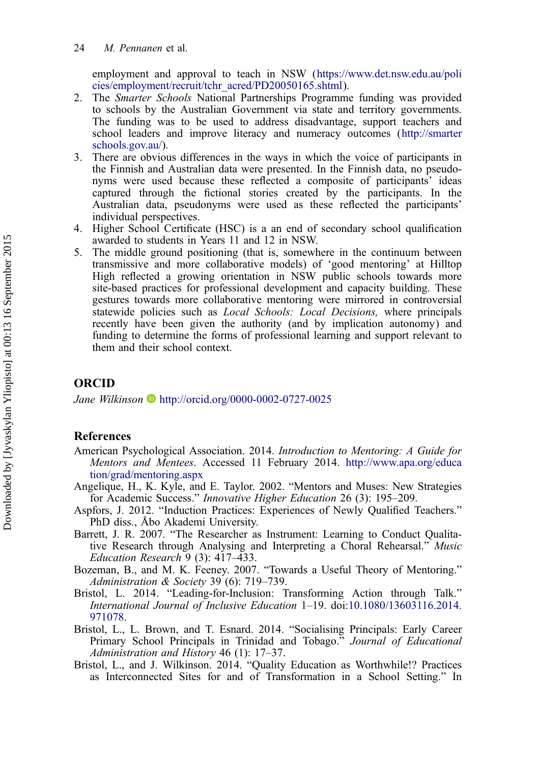employment and approval to teach in NSW (https://www.det.nsw.edu.au/policies/employment/recruit/tchr_acred/PD20050165.shtml).

2. The *Smarter Schools* National Partnerships Programme funding was provided to schools by the Australian Government via state and territory governments. The funding was to be used to address disadvantage, support teachers and school leaders and improve literacy and numeracy outcomes (http://smarterschools.gov.au/).
3. There are obvious differences in the ways in which the voice of participants in the Finnish and Australian data were presented. In the Finnish data, no pseudonyms were used because these reflected a composite of participants' ideas captured through the fictional stories created by the participants. In the Australian data, pseudonyms were used as these reflected the participants' individual perspectives.
4. Higher School Certificate (HSC) is a an end of secondary school qualification awarded to students in Years 11 and 12 in NSW.
5. The middle ground positioning (that is, somewhere in the continuum between transmissive and more collaborative models) of 'good mentoring' at Hilltop High reflected a growing orientation in NSW public schools towards more site-based practices for professional development and capacity building. These gestures towards more collaborative mentoring were mirrored in controversial statewide policies such as *Local Schools: Local Decisions,* where principals recently have been given the authority (and by implication autonomy) and funding to determine the forms of professional learning and support relevant to them and their school context.

## ORCID

*Jane Wilkinson* http://orcid.org/0000-0002-0727-0025

## References

American Psychological Association. 2014. *Introduction to Mentoring: A Guide for Mentors and Mentees*. Accessed 11 February 2014. http://www.apa.org/education/grad/mentoring.aspx

Angelique, H., K. Kyle, and E. Taylor. 2002. "Mentors and Muses: New Strategies for Academic Success." *Innovative Higher Education* 26 (3): 195–209.

Aspfors, J. 2012. "Induction Practices: Experiences of Newly Qualified Teachers." PhD diss., Åbo Akademi University.

Barrett, J. R. 2007. "The Researcher as Instrument: Learning to Conduct Qualitative Research through Analysing and Interpreting a Choral Rehearsal." *Music Education Research* 9 (3): 417–433.

Bozeman, B., and M. K. Feeney. 2007. "Towards a Useful Theory of Mentoring." *Administration & Society* 39 (6): 719–739.

Bristol, L. 2014. "Leading-for-Inclusion: Transforming Action through Talk." *International Journal of Inclusive Education* 1–19. doi:10.1080/13603116.2014.971078.

Bristol, L., L. Brown, and T. Esnard. 2014. "Socialising Principals: Early Career Primary School Principals in Trinidad and Tobago." *Journal of Educational Administration and History* 46 (1): 17–37.

Bristol, L., and J. Wilkinson. 2014. "Quality Education as Worthwhile!? Practices as Interconnected Sites for and of Transformation in a School Setting." In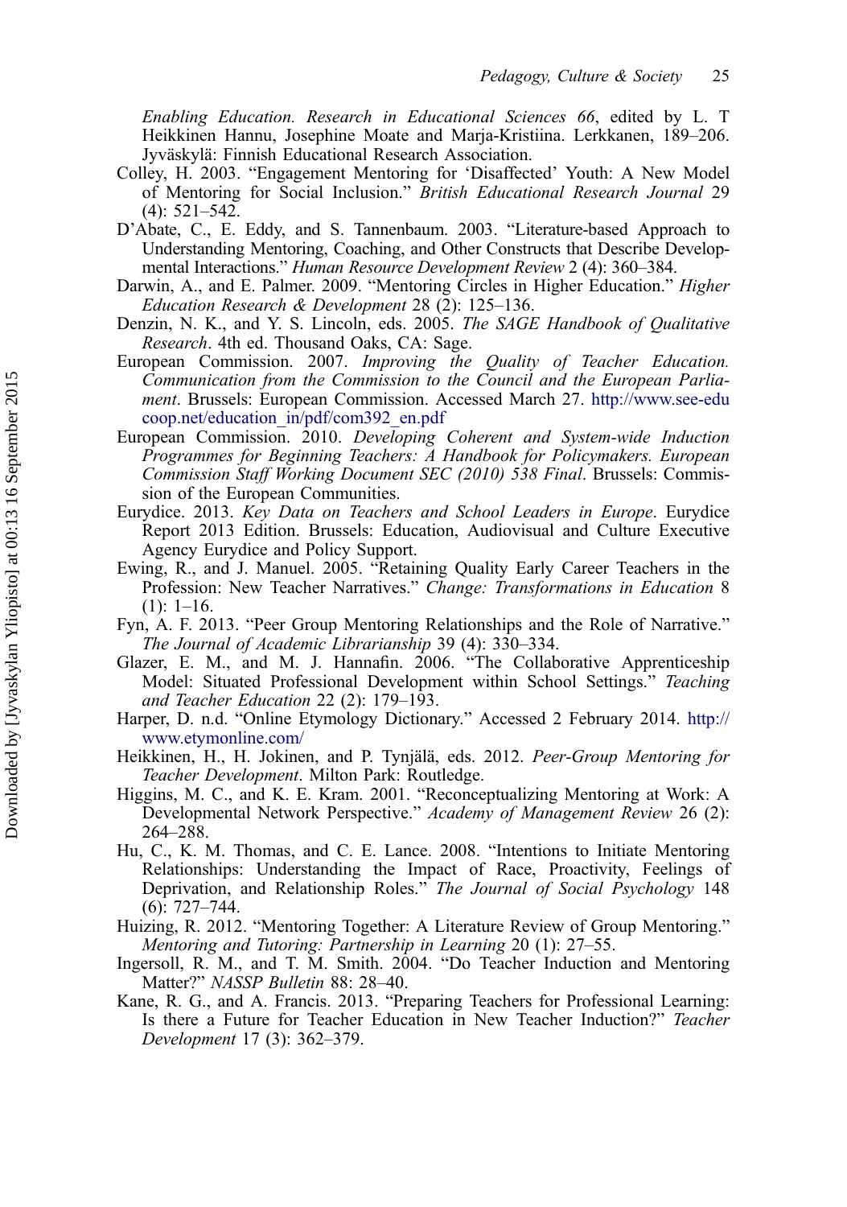*Enabling Education. Research in Educational Sciences 66*, edited by L. T Heikkinen Hannu, Josephine Moate and Marja-Kristiina. Lerkkanen, 189–206. Jyväskylä: Finnish Educational Research Association.

Colley, H. 2003. "Engagement Mentoring for 'Disaffected' Youth: A New Model of Mentoring for Social Inclusion." *British Educational Research Journal* 29 (4): 521–542.

D'Abate, C., E. Eddy, and S. Tannenbaum. 2003. "Literature-based Approach to Understanding Mentoring, Coaching, and Other Constructs that Describe Developmental Interactions." *Human Resource Development Review* 2 (4): 360–384.

Darwin, A., and E. Palmer. 2009. "Mentoring Circles in Higher Education." *Higher Education Research & Development* 28 (2): 125–136.

Denzin, N. K., and Y. S. Lincoln, eds. 2005. *The SAGE Handbook of Qualitative Research*. 4th ed. Thousand Oaks, CA: Sage.

European Commission. 2007. *Improving the Quality of Teacher Education. Communication from the Commission to the Council and the European Parliament*. Brussels: European Commission. Accessed March 27. http://www.see-educoop.net/education_in/pdf/com392_en.pdf

European Commission. 2010. *Developing Coherent and System-wide Induction Programmes for Beginning Teachers: A Handbook for Policymakers. European Commission Staff Working Document SEC (2010) 538 Final*. Brussels: Commission of the European Communities.

Eurydice. 2013. *Key Data on Teachers and School Leaders in Europe*. Eurydice Report 2013 Edition. Brussels: Education, Audiovisual and Culture Executive Agency Eurydice and Policy Support.

Ewing, R., and J. Manuel. 2005. "Retaining Quality Early Career Teachers in the Profession: New Teacher Narratives." *Change: Transformations in Education* 8 (1): 1–16.

Fyn, A. F. 2013. "Peer Group Mentoring Relationships and the Role of Narrative." *The Journal of Academic Librarianship* 39 (4): 330–334.

Glazer, E. M., and M. J. Hannafin. 2006. "The Collaborative Apprenticeship Model: Situated Professional Development within School Settings." *Teaching and Teacher Education* 22 (2): 179–193.

Harper, D. n.d. "Online Etymology Dictionary." Accessed 2 February 2014. http://www.etymonline.com/

Heikkinen, H., H. Jokinen, and P. Tynjälä, eds. 2012. *Peer-Group Mentoring for Teacher Development*. Milton Park: Routledge.

Higgins, M. C., and K. E. Kram. 2001. "Reconceptualizing Mentoring at Work: A Developmental Network Perspective." *Academy of Management Review* 26 (2): 264–288.

Hu, C., K. M. Thomas, and C. E. Lance. 2008. "Intentions to Initiate Mentoring Relationships: Understanding the Impact of Race, Proactivity, Feelings of Deprivation, and Relationship Roles." *The Journal of Social Psychology* 148 (6): 727–744.

Huizing, R. 2012. "Mentoring Together: A Literature Review of Group Mentoring." *Mentoring and Tutoring: Partnership in Learning* 20 (1): 27–55.

Ingersoll, R. M., and T. M. Smith. 2004. "Do Teacher Induction and Mentoring Matter?" *NASSP Bulletin* 88: 28–40.

Kane, R. G., and A. Francis. 2013. "Preparing Teachers for Professional Learning: Is there a Future for Teacher Education in New Teacher Induction?" *Teacher Development* 17 (3): 362–379.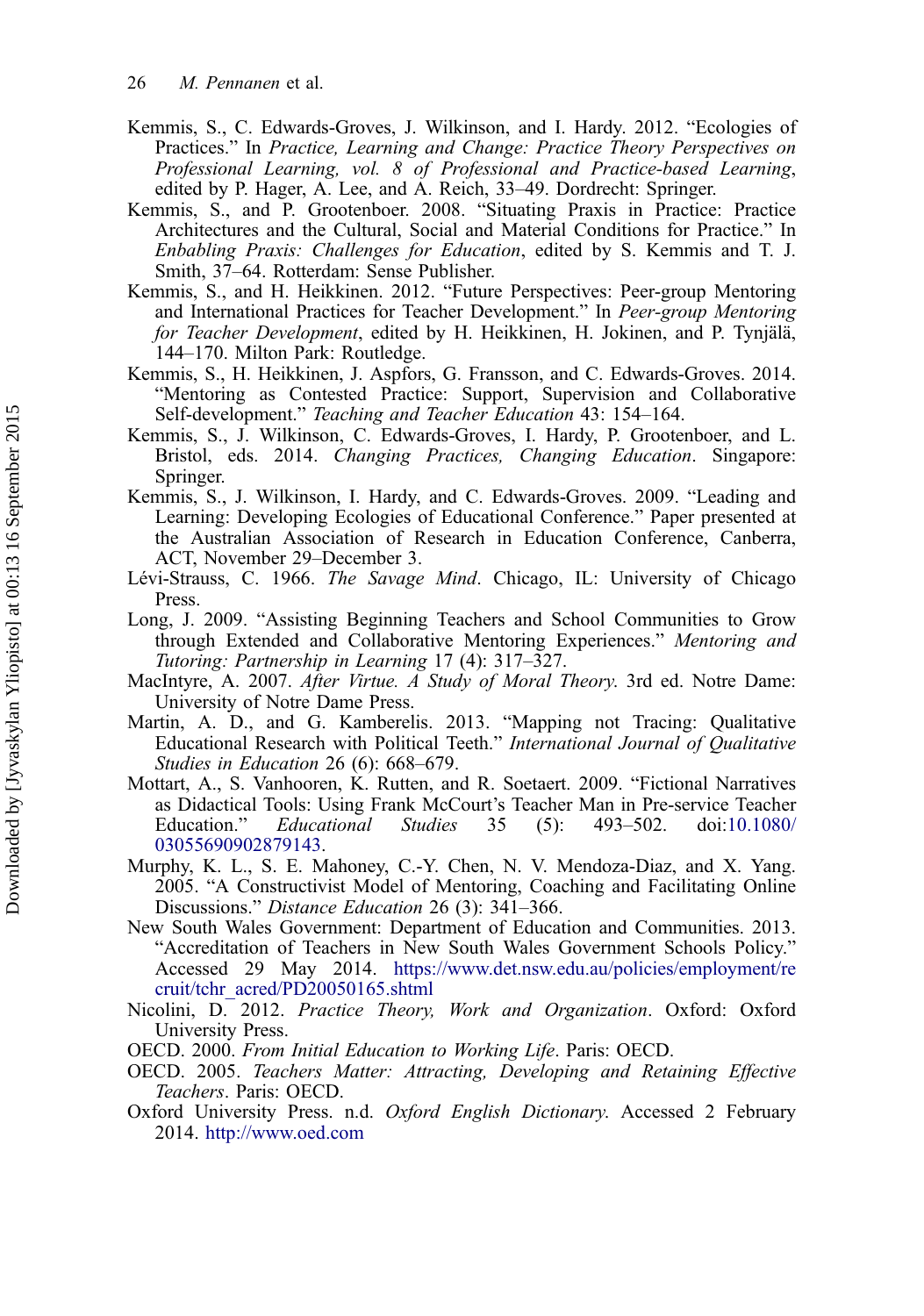Kemmis, S., C. Edwards-Groves, J. Wilkinson, and I. Hardy. 2012. "Ecologies of Practices." In *Practice, Learning and Change: Practice Theory Perspectives on Professional Learning, vol. 8 of Professional and Practice-based Learning*, edited by P. Hager, A. Lee, and A. Reich, 33–49. Dordrecht: Springer.

Kemmis, S., and P. Grootenboer. 2008. "Situating Praxis in Practice: Practice Architectures and the Cultural, Social and Material Conditions for Practice." In *Enbabling Praxis: Challenges for Education*, edited by S. Kemmis and T. J. Smith, 37–64. Rotterdam: Sense Publisher.

Kemmis, S., and H. Heikkinen. 2012. "Future Perspectives: Peer-group Mentoring and International Practices for Teacher Development." In *Peer-group Mentoring for Teacher Development*, edited by H. Heikkinen, H. Jokinen, and P. Tynjälä, 144–170. Milton Park: Routledge.

Kemmis, S., H. Heikkinen, J. Aspfors, G. Fransson, and C. Edwards-Groves. 2014. "Mentoring as Contested Practice: Support, Supervision and Collaborative Self-development." *Teaching and Teacher Education* 43: 154–164.

Kemmis, S., J. Wilkinson, C. Edwards-Groves, I. Hardy, P. Grootenboer, and L. Bristol, eds. 2014. *Changing Practices, Changing Education*. Singapore: Springer.

Kemmis, S., J. Wilkinson, I. Hardy, and C. Edwards-Groves. 2009. "Leading and Learning: Developing Ecologies of Educational Conference." Paper presented at the Australian Association of Research in Education Conference, Canberra, ACT, November 29–December 3.

Lévi-Strauss, C. 1966. *The Savage Mind*. Chicago, IL: University of Chicago Press.

Long, J. 2009. "Assisting Beginning Teachers and School Communities to Grow through Extended and Collaborative Mentoring Experiences." *Mentoring and Tutoring: Partnership in Learning* 17 (4): 317–327.

MacIntyre, A. 2007. *After Virtue. A Study of Moral Theory*. 3rd ed. Notre Dame: University of Notre Dame Press.

Martin, A. D., and G. Kamberelis. 2013. "Mapping not Tracing: Qualitative Educational Research with Political Teeth." *International Journal of Qualitative Studies in Education* 26 (6): 668–679.

Mottart, A., S. Vanhooren, K. Rutten, and R. Soetaert. 2009. "Fictional Narratives as Didactical Tools: Using Frank McCourt's Teacher Man in Pre-service Teacher Education." *Educational Studies* 35 (5): 493–502. doi:10.1080/03055690902879143.

Murphy, K. L., S. E. Mahoney, C.-Y. Chen, N. V. Mendoza-Diaz, and X. Yang. 2005. "A Constructivist Model of Mentoring, Coaching and Facilitating Online Discussions." *Distance Education* 26 (3): 341–366.

New South Wales Government: Department of Education and Communities. 2013. "Accreditation of Teachers in New South Wales Government Schools Policy." Accessed 29 May 2014. https://www.det.nsw.edu.au/policies/employment/recruit/tchr_acred/PD20050165.shtml

Nicolini, D. 2012. *Practice Theory, Work and Organization*. Oxford: Oxford University Press.

OECD. 2000. *From Initial Education to Working Life*. Paris: OECD.

OECD. 2005. *Teachers Matter: Attracting, Developing and Retaining Effective Teachers*. Paris: OECD.

Oxford University Press. n.d. *Oxford English Dictionary*. Accessed 2 February 2014. http://www.oed.com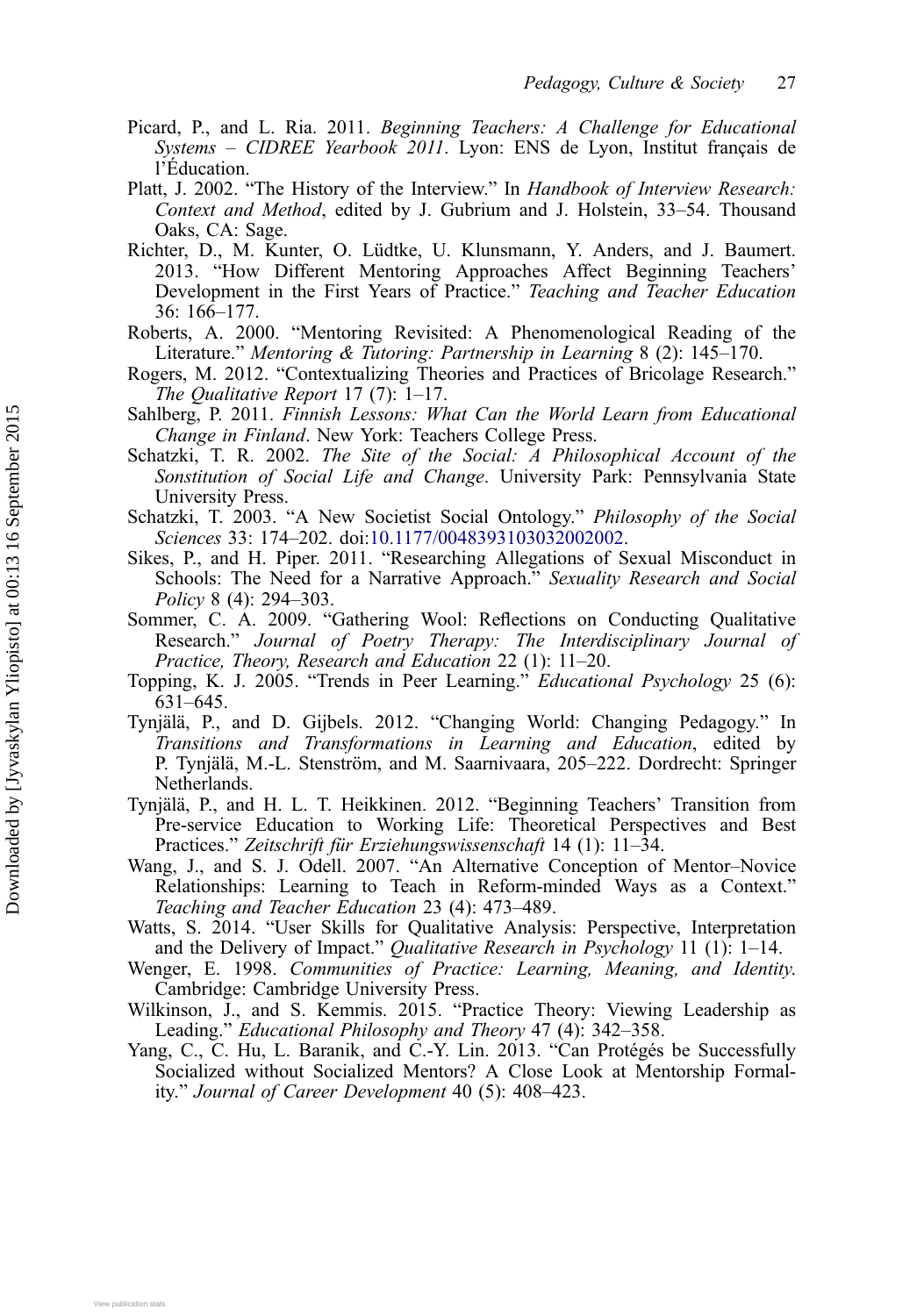Picard, P., and L. Ria. 2011. *Beginning Teachers: A Challenge for Educational Systems – CIDREE Yearbook 2011*. Lyon: ENS de Lyon, Institut français de l'Éducation.

Platt, J. 2002. "The History of the Interview." In *Handbook of Interview Research: Context and Method*, edited by J. Gubrium and J. Holstein, 33–54. Thousand Oaks, CA: Sage.

Richter, D., M. Kunter, O. Lüdtke, U. Klunsmann, Y. Anders, and J. Baumert. 2013. "How Different Mentoring Approaches Affect Beginning Teachers' Development in the First Years of Practice." *Teaching and Teacher Education* 36: 166–177.

Roberts, A. 2000. "Mentoring Revisited: A Phenomenological Reading of the Literature." *Mentoring & Tutoring: Partnership in Learning* 8 (2): 145–170.

Rogers, M. 2012. "Contextualizing Theories and Practices of Bricolage Research." *The Qualitative Report* 17 (7): 1–17.

Sahlberg, P. 2011. *Finnish Lessons: What Can the World Learn from Educational Change in Finland*. New York: Teachers College Press.

Schatzki, T. R. 2002. *The Site of the Social: A Philosophical Account of the Sonstitution of Social Life and Change*. University Park: Pennsylvania State University Press.

Schatzki, T. 2003. "A New Societist Social Ontology." *Philosophy of the Social Sciences* 33: 174–202. doi:10.1177/0048393103032002002.

Sikes, P., and H. Piper. 2011. "Researching Allegations of Sexual Misconduct in Schools: The Need for a Narrative Approach." *Sexuality Research and Social Policy* 8 (4): 294–303.

Sommer, C. A. 2009. "Gathering Wool: Reflections on Conducting Qualitative Research." *Journal of Poetry Therapy: The Interdisciplinary Journal of Practice, Theory, Research and Education* 22 (1): 11–20.

Topping, K. J. 2005. "Trends in Peer Learning." *Educational Psychology* 25 (6): 631–645.

Tynjälä, P., and D. Gijbels. 2012. "Changing World: Changing Pedagogy." In *Transitions and Transformations in Learning and Education*, edited by P. Tynjälä, M.-L. Stenström, and M. Saarnivaara, 205–222. Dordrecht: Springer Netherlands.

Tynjälä, P., and H. L. T. Heikkinen. 2012. "Beginning Teachers' Transition from Pre-service Education to Working Life: Theoretical Perspectives and Best Practices." *Zeitschrift für Erziehungswissenschaft* 14 (1): 11–34.

Wang, J., and S. J. Odell. 2007. "An Alternative Conception of Mentor–Novice Relationships: Learning to Teach in Reform-minded Ways as a Context." *Teaching and Teacher Education* 23 (4): 473–489.

Watts, S. 2014. "User Skills for Qualitative Analysis: Perspective, Interpretation and the Delivery of Impact." *Qualitative Research in Psychology* 11 (1): 1–14.

Wenger, E. 1998. *Communities of Practice: Learning, Meaning, and Identity*. Cambridge: Cambridge University Press.

Wilkinson, J., and S. Kemmis. 2015. "Practice Theory: Viewing Leadership as Leading." *Educational Philosophy and Theory* 47 (4): 342–358.

Yang, C., C. Hu, L. Baranik, and C.-Y. Lin. 2013. "Can Protégés be Successfully Socialized without Socialized Mentors? A Close Look at Mentorship Formality." *Journal of Career Development* 40 (5): 408–423.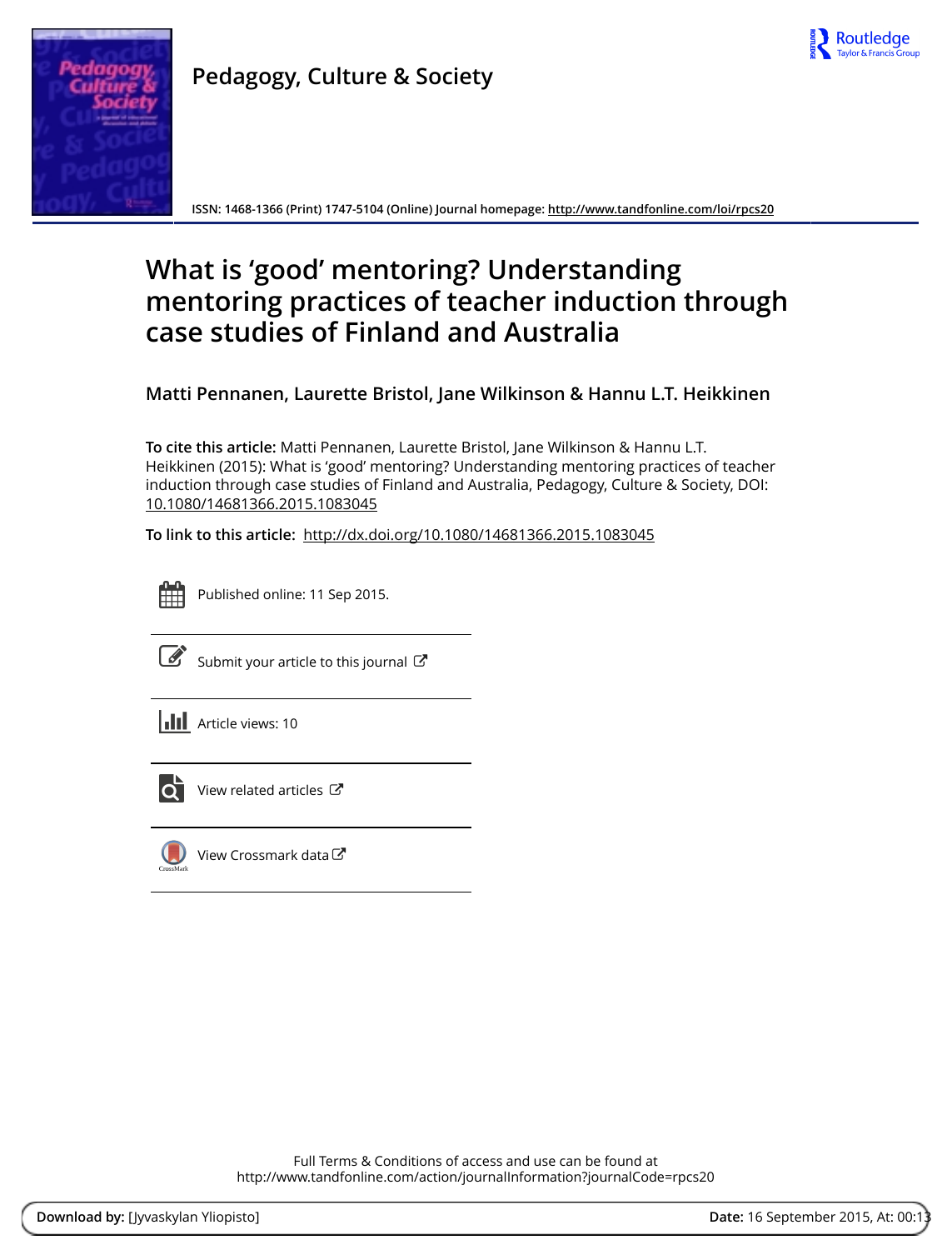Pedagogy, Culture & Society

ISSN: 1468-1366 (Print) 1747-5104 (Online) Journal homepage: http://www.tandfonline.com/loi/rpcs20

# What is 'good' mentoring? Understanding mentoring practices of teacher induction through case studies of Finland and Australia

**Matti Pennanen, Laurette Bristol, Jane Wilkinson & Hannu L.T. Heikkinen**

**To cite this article:** Matti Pennanen, Laurette Bristol, Jane Wilkinson & Hannu L.T. Heikkinen (2015): What is 'good' mentoring? Understanding mentoring practices of teacher induction through case studies of Finland and Australia, Pedagogy, Culture & Society, DOI: 10.1080/14681366.2015.1083045

**To link to this article:** http://dx.doi.org/10.1080/14681366.2015.1083045

Published online: 11 Sep 2015.

Submit your article to this journal

Article views: 10

View related articles

View Crossmark data

Full Terms & Conditions of access and use can be found at
http://www.tandfonline.com/action/journalInformation?journalCode=rpcs20

**Download by:** [Jyvaskylan Yliopisto] **Date:** 16 September 2015, At: 00:13